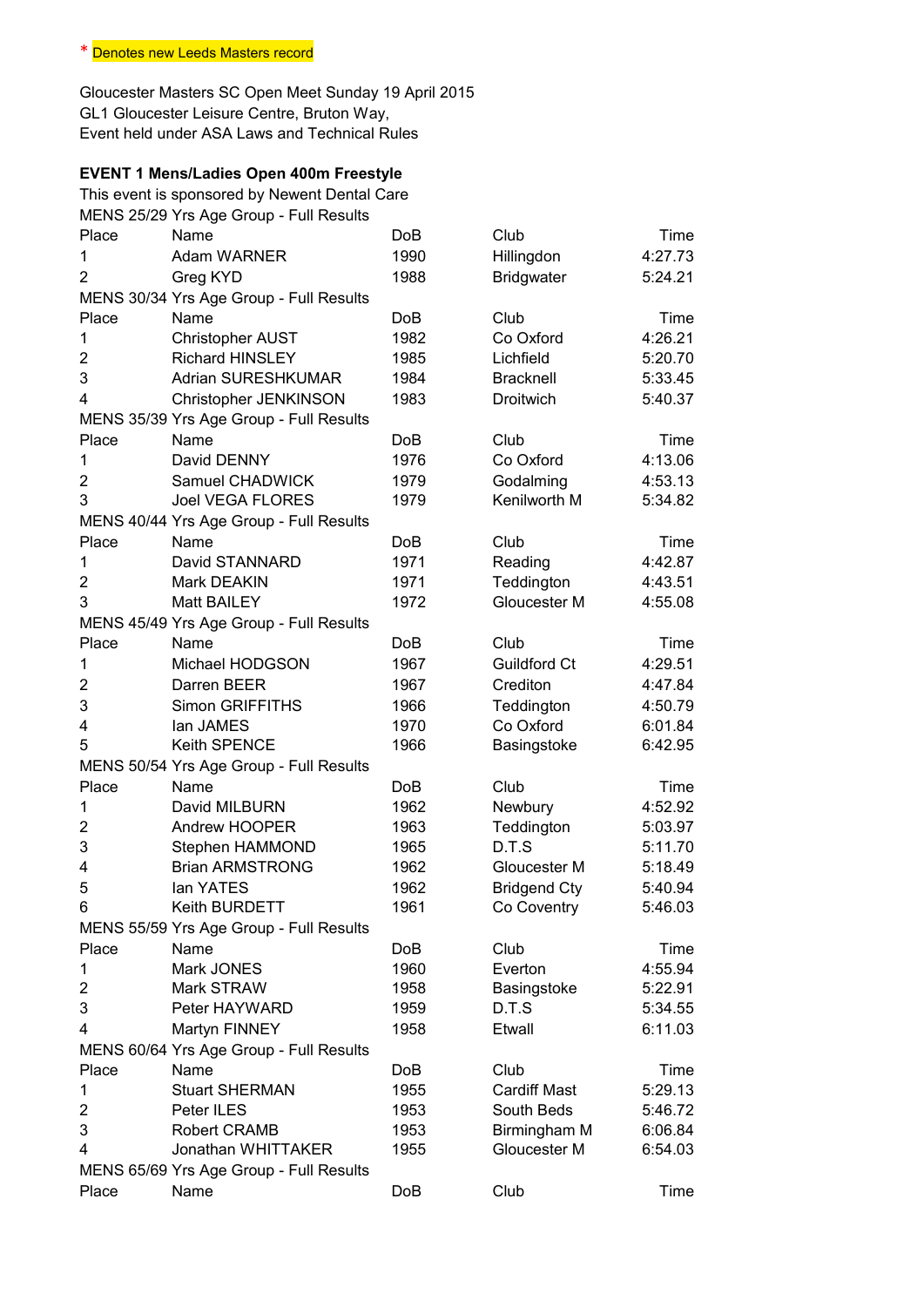\* Denotes new Leeds Masters record

Gloucester Masters SC Open Meet Sunday 19 April 2015
GL1 Gloucester Leisure Centre, Bruton Way,
Event held under ASA Laws and Technical Rules

**EVENT 1 Mens/Ladies Open 400m Freestyle**

This event is sponsored by Newent Dental Care

MENS 25/29 Yrs Age Group - Full Results

| Place | Name | DoB | Club | Time |
|---|---|---|---|---|
| 1 | Adam WARNER | 1990 | Hillingdon | 4:27.73 |
| 2 | Greg KYD | 1988 | Bridgwater | 5:24.21 |

MENS 30/34 Yrs Age Group - Full Results

| Place | Name | DoB | Club | Time |
|---|---|---|---|---|
| 1 | Christopher AUST | 1982 | Co Oxford | 4:26.21 |
| 2 | Richard HINSLEY | 1985 | Lichfield | 5:20.70 |
| 3 | Adrian SURESHKUMAR | 1984 | Bracknell | 5:33.45 |
| 4 | Christopher JENKINSON | 1983 | Droitwich | 5:40.37 |

MENS 35/39 Yrs Age Group - Full Results

| Place | Name | DoB | Club | Time |
|---|---|---|---|---|
| 1 | David DENNY | 1976 | Co Oxford | 4:13.06 |
| 2 | Samuel CHADWICK | 1979 | Godalming | 4:53.13 |
| 3 | Joel VEGA FLORES | 1979 | Kenilworth M | 5:34.82 |

MENS 40/44 Yrs Age Group - Full Results

| Place | Name | DoB | Club | Time |
|---|---|---|---|---|
| 1 | David STANNARD | 1971 | Reading | 4:42.87 |
| 2 | Mark DEAKIN | 1971 | Teddington | 4:43.51 |
| 3 | Matt BAILEY | 1972 | Gloucester M | 4:55.08 |

MENS 45/49 Yrs Age Group - Full Results

| Place | Name | DoB | Club | Time |
|---|---|---|---|---|
| 1 | Michael HODGSON | 1967 | Guildford Ct | 4:29.51 |
| 2 | Darren BEER | 1967 | Crediton | 4:47.84 |
| 3 | Simon GRIFFITHS | 1966 | Teddington | 4:50.79 |
| 4 | Ian JAMES | 1970 | Co Oxford | 6:01.84 |
| 5 | Keith SPENCE | 1966 | Basingstoke | 6:42.95 |

MENS 50/54 Yrs Age Group - Full Results

| Place | Name | DoB | Club | Time |
|---|---|---|---|---|
| 1 | David MILBURN | 1962 | Newbury | 4:52.92 |
| 2 | Andrew HOOPER | 1963 | Teddington | 5:03.97 |
| 3 | Stephen HAMMOND | 1965 | D.T.S | 5:11.70 |
| 4 | Brian ARMSTRONG | 1962 | Gloucester M | 5:18.49 |
| 5 | Ian YATES | 1962 | Bridgend Cty | 5:40.94 |
| 6 | Keith BURDETT | 1961 | Co Coventry | 5:46.03 |

MENS 55/59 Yrs Age Group - Full Results

| Place | Name | DoB | Club | Time |
|---|---|---|---|---|
| 1 | Mark JONES | 1960 | Everton | 4:55.94 |
| 2 | Mark STRAW | 1958 | Basingstoke | 5:22.91 |
| 3 | Peter HAYWARD | 1959 | D.T.S | 5:34.55 |
| 4 | Martyn FINNEY | 1958 | Etwall | 6:11.03 |

MENS 60/64 Yrs Age Group - Full Results

| Place | Name | DoB | Club | Time |
|---|---|---|---|---|
| 1 | Stuart SHERMAN | 1955 | Cardiff Mast | 5:29.13 |
| 2 | Peter ILES | 1953 | South Beds | 5:46.72 |
| 3 | Robert CRAMB | 1953 | Birmingham M | 6:06.84 |
| 4 | Jonathan WHITTAKER | 1955 | Gloucester M | 6:54.03 |

MENS 65/69 Yrs Age Group - Full Results

| Place | Name | DoB | Club | Time |
|---|---|---|---|---|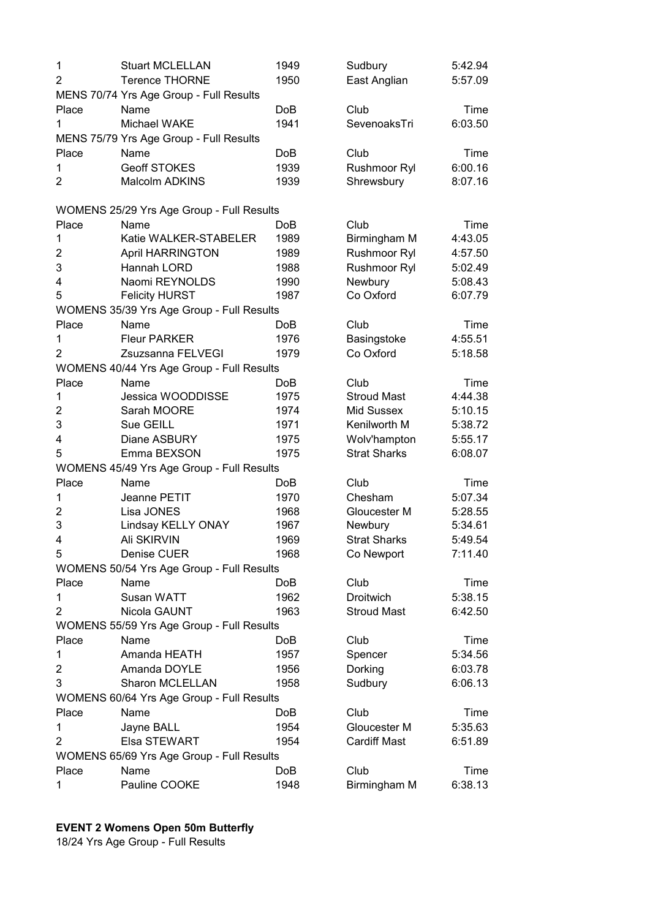| | | | | |
|---|---|---|---|---|
| 1 | Stuart MCLELLAN | 1949 | Sudbury | 5:42.94 |
| 2 | Terence THORNE | 1950 | East Anglian | 5:57.09 |

MENS 70/74 Yrs Age Group - Full Results

| Place | Name | DoB | Club | Time |
|---|---|---|---|---|
| 1 | Michael WAKE | 1941 | SevenoaksTri | 6:03.50 |

MENS 75/79 Yrs Age Group - Full Results

| Place | Name | DoB | Club | Time |
|---|---|---|---|---|
| 1 | Geoff STOKES | 1939 | Rushmoor Ryl | 6:00.16 |
| 2 | Malcolm ADKINS | 1939 | Shrewsbury | 8:07.16 |

WOMENS 25/29 Yrs Age Group - Full Results

| Place | Name | DoB | Club | Time |
|---|---|---|---|---|
| 1 | Katie WALKER-STABELER | 1989 | Birmingham M | 4:43.05 |
| 2 | April HARRINGTON | 1989 | Rushmoor Ryl | 4:57.50 |
| 3 | Hannah LORD | 1988 | Rushmoor Ryl | 5:02.49 |
| 4 | Naomi REYNOLDS | 1990 | Newbury | 5:08.43 |
| 5 | Felicity HURST | 1987 | Co Oxford | 6:07.79 |

WOMENS 35/39 Yrs Age Group - Full Results

| Place | Name | DoB | Club | Time |
|---|---|---|---|---|
| 1 | Fleur PARKER | 1976 | Basingstoke | 4:55.51 |
| 2 | Zsuzsanna FELVEGI | 1979 | Co Oxford | 5:18.58 |

WOMENS 40/44 Yrs Age Group - Full Results

| Place | Name | DoB | Club | Time |
|---|---|---|---|---|
| 1 | Jessica WOODDISSE | 1975 | Stroud Mast | 4:44.38 |
| 2 | Sarah MOORE | 1974 | Mid Sussex | 5:10.15 |
| 3 | Sue GEILL | 1971 | Kenilworth M | 5:38.72 |
| 4 | Diane ASBURY | 1975 | Wolv'hampton | 5:55.17 |
| 5 | Emma BEXSON | 1975 | Strat Sharks | 6:08.07 |

WOMENS 45/49 Yrs Age Group - Full Results

| Place | Name | DoB | Club | Time |
|---|---|---|---|---|
| 1 | Jeanne PETIT | 1970 | Chesham | 5:07.34 |
| 2 | Lisa JONES | 1968 | Gloucester M | 5:28.55 |
| 3 | Lindsay KELLY ONAY | 1967 | Newbury | 5:34.61 |
| 4 | Ali SKIRVIN | 1969 | Strat Sharks | 5:49.54 |
| 5 | Denise CUER | 1968 | Co Newport | 7:11.40 |

WOMENS 50/54 Yrs Age Group - Full Results

| Place | Name | DoB | Club | Time |
|---|---|---|---|---|
| 1 | Susan WATT | 1962 | Droitwich | 5:38.15 |
| 2 | Nicola GAUNT | 1963 | Stroud Mast | 6:42.50 |

WOMENS 55/59 Yrs Age Group - Full Results

| Place | Name | DoB | Club | Time |
|---|---|---|---|---|
| 1 | Amanda HEATH | 1957 | Spencer | 5:34.56 |
| 2 | Amanda DOYLE | 1956 | Dorking | 6:03.78 |
| 3 | Sharon MCLELLAN | 1958 | Sudbury | 6:06.13 |

WOMENS 60/64 Yrs Age Group - Full Results

| Place | Name | DoB | Club | Time |
|---|---|---|---|---|
| 1 | Jayne BALL | 1954 | Gloucester M | 5:35.63 |
| 2 | Elsa STEWART | 1954 | Cardiff Mast | 6:51.89 |

WOMENS 65/69 Yrs Age Group - Full Results

| Place | Name | DoB | Club | Time |
|---|---|---|---|---|
| 1 | Pauline COOKE | 1948 | Birmingham M | 6:38.13 |

**EVENT 2 Womens Open 50m Butterfly**

18/24 Yrs Age Group - Full Results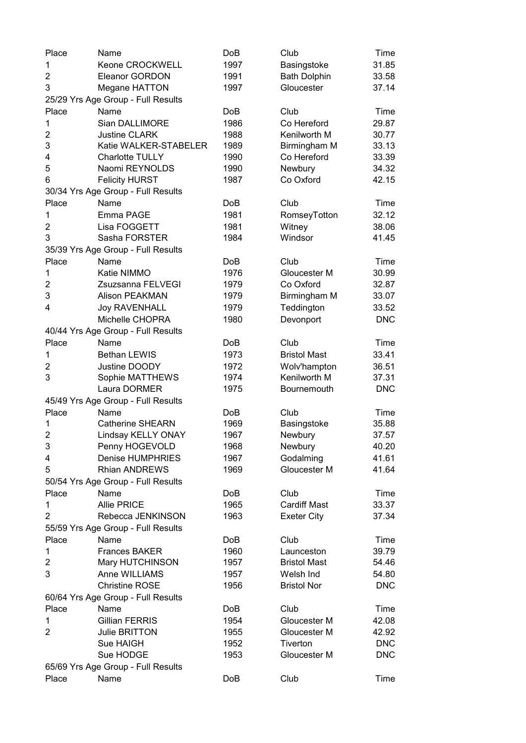| Place | Name | DoB | Club | Time |
| --- | --- | --- | --- | --- |
| 1 | Keone CROCKWELL | 1997 | Basingstoke | 31.85 |
| 2 | Eleanor GORDON | 1991 | Bath Dolphin | 33.58 |
| 3 | Megane HATTON | 1997 | Gloucester | 37.14 |

25/29 Yrs Age Group - Full Results

| Place | Name | DoB | Club | Time |
| --- | --- | --- | --- | --- |
| 1 | Sian DALLIMORE | 1986 | Co Hereford | 29.87 |
| 2 | Justine CLARK | 1988 | Kenilworth M | 30.77 |
| 3 | Katie WALKER-STABELER | 1989 | Birmingham M | 33.13 |
| 4 | Charlotte TULLY | 1990 | Co Hereford | 33.39 |
| 5 | Naomi REYNOLDS | 1990 | Newbury | 34.32 |
| 6 | Felicity HURST | 1987 | Co Oxford | 42.15 |

30/34 Yrs Age Group - Full Results

| Place | Name | DoB | Club | Time |
| --- | --- | --- | --- | --- |
| 1 | Emma PAGE | 1981 | RomseyTotton | 32.12 |
| 2 | Lisa FOGGETT | 1981 | Witney | 38.06 |
| 3 | Sasha FORSTER | 1984 | Windsor | 41.45 |

35/39 Yrs Age Group - Full Results

| Place | Name | DoB | Club | Time |
| --- | --- | --- | --- | --- |
| 1 | Katie NIMMO | 1976 | Gloucester M | 30.99 |
| 2 | Zsuzsanna FELVEGI | 1979 | Co Oxford | 32.87 |
| 3 | Alison PEAKMAN | 1979 | Birmingham M | 33.07 |
| 4 | Joy RAVENHALL | 1979 | Teddington | 33.52 |
| | Michelle CHOPRA | 1980 | Devonport | DNC |

40/44 Yrs Age Group - Full Results

| Place | Name | DoB | Club | Time |
| --- | --- | --- | --- | --- |
| 1 | Bethan LEWIS | 1973 | Bristol Mast | 33.41 |
| 2 | Justine DOODY | 1972 | Wolv'hampton | 36.51 |
| 3 | Sophie MATTHEWS | 1974 | Kenilworth M | 37.31 |
| | Laura DORMER | 1975 | Bournemouth | DNC |

45/49 Yrs Age Group - Full Results

| Place | Name | DoB | Club | Time |
| --- | --- | --- | --- | --- |
| 1 | Catherine SHEARN | 1969 | Basingstoke | 35.88 |
| 2 | Lindsay KELLY ONAY | 1967 | Newbury | 37.57 |
| 3 | Penny HOGEVOLD | 1968 | Newbury | 40.20 |
| 4 | Denise HUMPHRIES | 1967 | Godalming | 41.61 |
| 5 | Rhian ANDREWS | 1969 | Gloucester M | 41.64 |

50/54 Yrs Age Group - Full Results

| Place | Name | DoB | Club | Time |
| --- | --- | --- | --- | --- |
| 1 | Allie PRICE | 1965 | Cardiff Mast | 33.37 |
| 2 | Rebecca JENKINSON | 1963 | Exeter City | 37.34 |

55/59 Yrs Age Group - Full Results

| Place | Name | DoB | Club | Time |
| --- | --- | --- | --- | --- |
| 1 | Frances BAKER | 1960 | Launceston | 39.79 |
| 2 | Mary HUTCHINSON | 1957 | Bristol Mast | 54.46 |
| 3 | Anne WILLIAMS | 1957 | Welsh Ind | 54.80 |
| | Christine ROSE | 1956 | Bristol Nor | DNC |

60/64 Yrs Age Group - Full Results

| Place | Name | DoB | Club | Time |
| --- | --- | --- | --- | --- |
| 1 | Gillian FERRIS | 1954 | Gloucester M | 42.08 |
| 2 | Julie BRITTON | 1955 | Gloucester M | 42.92 |
| | Sue HAIGH | 1952 | Tiverton | DNC |
| | Sue HODGE | 1953 | Gloucester M | DNC |

65/69 Yrs Age Group - Full Results

| Place | Name | DoB | Club | Time |
| --- | --- | --- | --- | --- |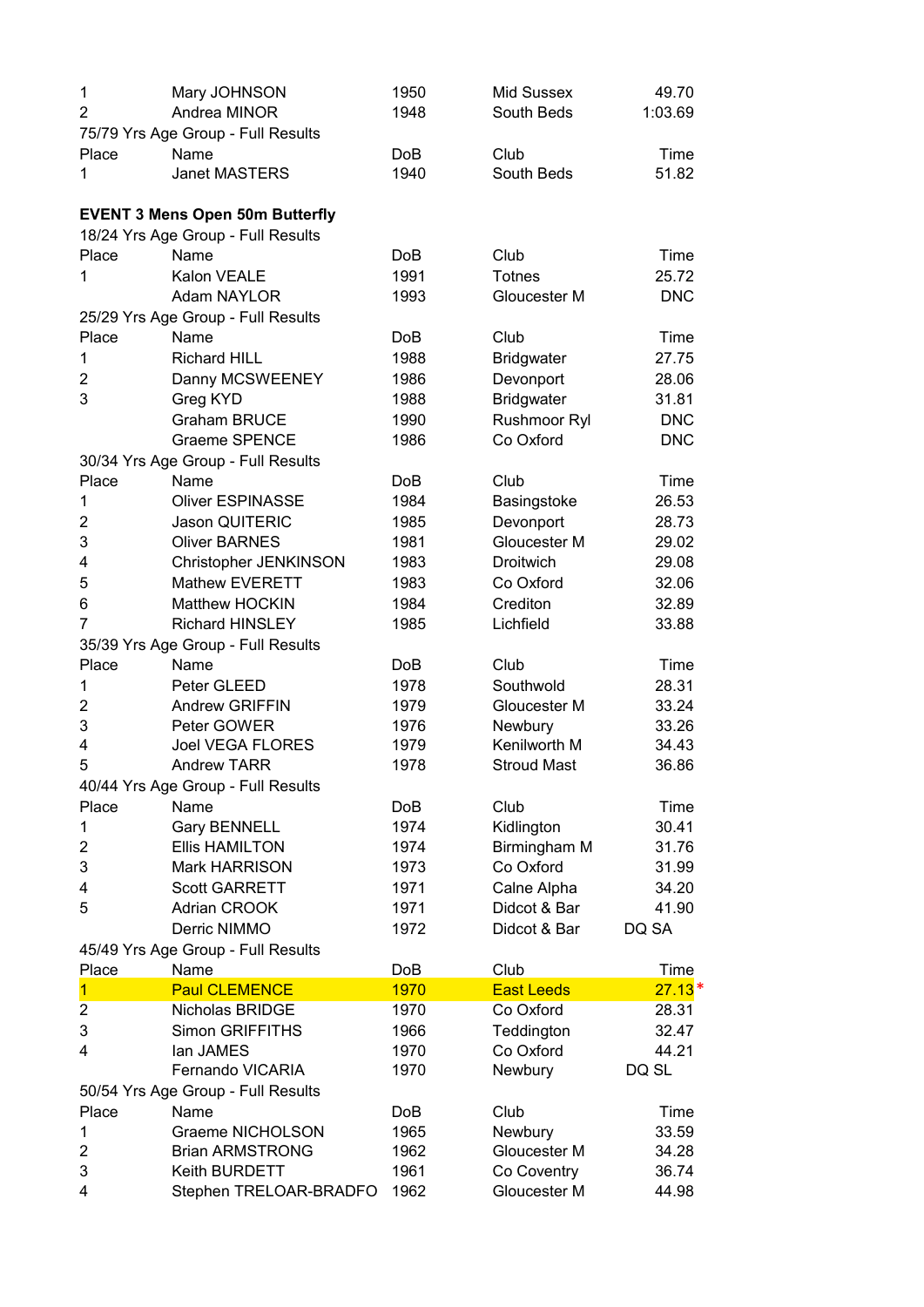| | | | | |
|---|---|---|---|---|
| 1 | Mary JOHNSON | 1950 | Mid Sussex | 49.70 |
| 2 | Andrea MINOR | 1948 | South Beds | 1:03.69 |

75/79 Yrs Age Group - Full Results

| Place | Name | DoB | Club | Time |
|---|---|---|---|---|
| 1 | Janet MASTERS | 1940 | South Beds | 51.82 |

**EVENT 3 Mens Open 50m Butterfly**

18/24 Yrs Age Group - Full Results

| Place | Name | DoB | Club | Time |
|---|---|---|---|---|
| 1 | Kalon VEALE | 1991 | Totnes | 25.72 |
| | Adam NAYLOR | 1993 | Gloucester M | DNC |

25/29 Yrs Age Group - Full Results

| Place | Name | DoB | Club | Time |
|---|---|---|---|---|
| 1 | Richard HILL | 1988 | Bridgwater | 27.75 |
| 2 | Danny MCSWEENEY | 1986 | Devonport | 28.06 |
| 3 | Greg KYD | 1988 | Bridgwater | 31.81 |
| | Graham BRUCE | 1990 | Rushmoor Ryl | DNC |
| | Graeme SPENCE | 1986 | Co Oxford | DNC |

30/34 Yrs Age Group - Full Results

| Place | Name | DoB | Club | Time |
|---|---|---|---|---|
| 1 | Oliver ESPINASSE | 1984 | Basingstoke | 26.53 |
| 2 | Jason QUITERIC | 1985 | Devonport | 28.73 |
| 3 | Oliver BARNES | 1981 | Gloucester M | 29.02 |
| 4 | Christopher JENKINSON | 1983 | Droitwich | 29.08 |
| 5 | Mathew EVERETT | 1983 | Co Oxford | 32.06 |
| 6 | Matthew HOCKIN | 1984 | Crediton | 32.89 |
| 7 | Richard HINSLEY | 1985 | Lichfield | 33.88 |

35/39 Yrs Age Group - Full Results

| Place | Name | DoB | Club | Time |
|---|---|---|---|---|
| 1 | Peter GLEED | 1978 | Southwold | 28.31 |
| 2 | Andrew GRIFFIN | 1979 | Gloucester M | 33.24 |
| 3 | Peter GOWER | 1976 | Newbury | 33.26 |
| 4 | Joel VEGA FLORES | 1979 | Kenilworth M | 34.43 |
| 5 | Andrew TARR | 1978 | Stroud Mast | 36.86 |

40/44 Yrs Age Group - Full Results

| Place | Name | DoB | Club | Time |
|---|---|---|---|---|
| 1 | Gary BENNELL | 1974 | Kidlington | 30.41 |
| 2 | Ellis HAMILTON | 1974 | Birmingham M | 31.76 |
| 3 | Mark HARRISON | 1973 | Co Oxford | 31.99 |
| 4 | Scott GARRETT | 1971 | Calne Alpha | 34.20 |
| 5 | Adrian CROOK | 1971 | Didcot & Bar | 41.90 |
| | Derric NIMMO | 1972 | Didcot & Bar | DQ SA |

45/49 Yrs Age Group - Full Results

| Place | Name | DoB | Club | Time |
|---|---|---|---|---|
| 1 | Paul CLEMENCE | 1970 | East Leeds | 27.13* |
| 2 | Nicholas BRIDGE | 1970 | Co Oxford | 28.31 |
| 3 | Simon GRIFFITHS | 1966 | Teddington | 32.47 |
| 4 | Ian JAMES | 1970 | Co Oxford | 44.21 |
| | Fernando VICARIA | 1970 | Newbury | DQ SL |

50/54 Yrs Age Group - Full Results

| Place | Name | DoB | Club | Time |
|---|---|---|---|---|
| 1 | Graeme NICHOLSON | 1965 | Newbury | 33.59 |
| 2 | Brian ARMSTRONG | 1962 | Gloucester M | 34.28 |
| 3 | Keith BURDETT | 1961 | Co Coventry | 36.74 |
| 4 | Stephen TRELOAR-BRADFO | 1962 | Gloucester M | 44.98 |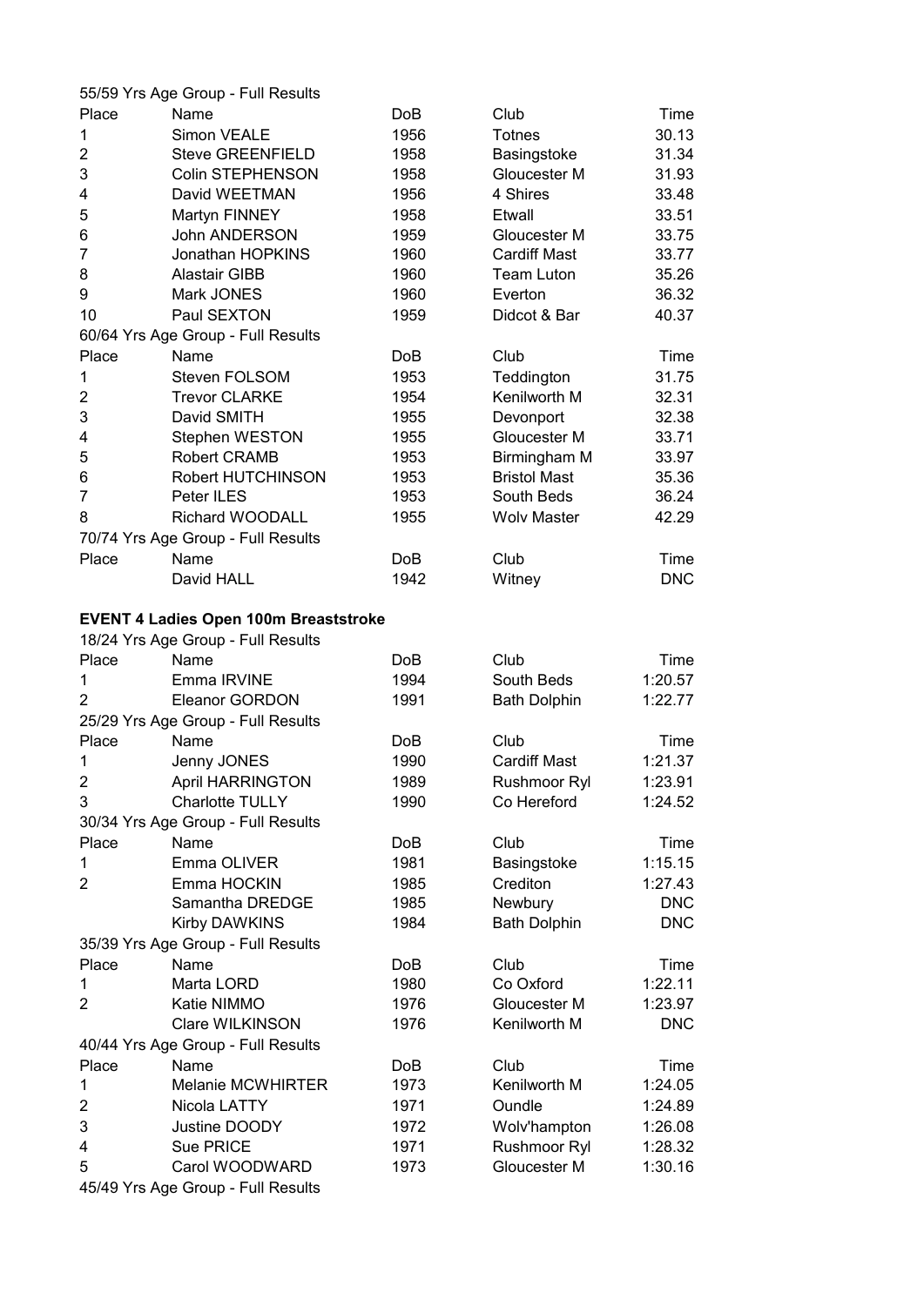55/59 Yrs Age Group - Full Results

| Place | Name | DoB | Club | Time |
|---|---|---|---|---|
| 1 | Simon VEALE | 1956 | Totnes | 30.13 |
| 2 | Steve GREENFIELD | 1958 | Basingstoke | 31.34 |
| 3 | Colin STEPHENSON | 1958 | Gloucester M | 31.93 |
| 4 | David WEETMAN | 1956 | 4 Shires | 33.48 |
| 5 | Martyn FINNEY | 1958 | Etwall | 33.51 |
| 6 | John ANDERSON | 1959 | Gloucester M | 33.75 |
| 7 | Jonathan HOPKINS | 1960 | Cardiff Mast | 33.77 |
| 8 | Alastair GIBB | 1960 | Team Luton | 35.26 |
| 9 | Mark JONES | 1960 | Everton | 36.32 |
| 10 | Paul SEXTON | 1959 | Didcot & Bar | 40.37 |

60/64 Yrs Age Group - Full Results

| Place | Name | DoB | Club | Time |
|---|---|---|---|---|
| 1 | Steven FOLSOM | 1953 | Teddington | 31.75 |
| 2 | Trevor CLARKE | 1954 | Kenilworth M | 32.31 |
| 3 | David SMITH | 1955 | Devonport | 32.38 |
| 4 | Stephen WESTON | 1955 | Gloucester M | 33.71 |
| 5 | Robert CRAMB | 1953 | Birmingham M | 33.97 |
| 6 | Robert HUTCHINSON | 1953 | Bristol Mast | 35.36 |
| 7 | Peter ILES | 1953 | South Beds | 36.24 |
| 8 | Richard WOODALL | 1955 | Wolv Master | 42.29 |

70/74 Yrs Age Group - Full Results

| Place | Name | DoB | Club | Time |
|---|---|---|---|---|
| | David HALL | 1942 | Witney | DNC |

**EVENT 4 Ladies Open 100m Breaststroke**

18/24 Yrs Age Group - Full Results

| Place | Name | DoB | Club | Time |
|---|---|---|---|---|
| 1 | Emma IRVINE | 1994 | South Beds | 1:20.57 |
| 2 | Eleanor GORDON | 1991 | Bath Dolphin | 1:22.77 |

25/29 Yrs Age Group - Full Results

| Place | Name | DoB | Club | Time |
|---|---|---|---|---|
| 1 | Jenny JONES | 1990 | Cardiff Mast | 1:21.37 |
| 2 | April HARRINGTON | 1989 | Rushmoor Ryl | 1:23.91 |
| 3 | Charlotte TULLY | 1990 | Co Hereford | 1:24.52 |

30/34 Yrs Age Group - Full Results

| Place | Name | DoB | Club | Time |
|---|---|---|---|---|
| 1 | Emma OLIVER | 1981 | Basingstoke | 1:15.15 |
| 2 | Emma HOCKIN | 1985 | Crediton | 1:27.43 |
| | Samantha DREDGE | 1985 | Newbury | DNC |
| | Kirby DAWKINS | 1984 | Bath Dolphin | DNC |

35/39 Yrs Age Group - Full Results

| Place | Name | DoB | Club | Time |
|---|---|---|---|---|
| 1 | Marta LORD | 1980 | Co Oxford | 1:22.11 |
| 2 | Katie NIMMO | 1976 | Gloucester M | 1:23.97 |
| | Clare WILKINSON | 1976 | Kenilworth M | DNC |

40/44 Yrs Age Group - Full Results

| Place | Name | DoB | Club | Time |
|---|---|---|---|---|
| 1 | Melanie MCWHIRTER | 1973 | Kenilworth M | 1:24.05 |
| 2 | Nicola LATTY | 1971 | Oundle | 1:24.89 |
| 3 | Justine DOODY | 1972 | Wolv'hampton | 1:26.08 |
| 4 | Sue PRICE | 1971 | Rushmoor Ryl | 1:28.32 |
| 5 | Carol WOODWARD | 1973 | Gloucester M | 1:30.16 |

45/49 Yrs Age Group - Full Results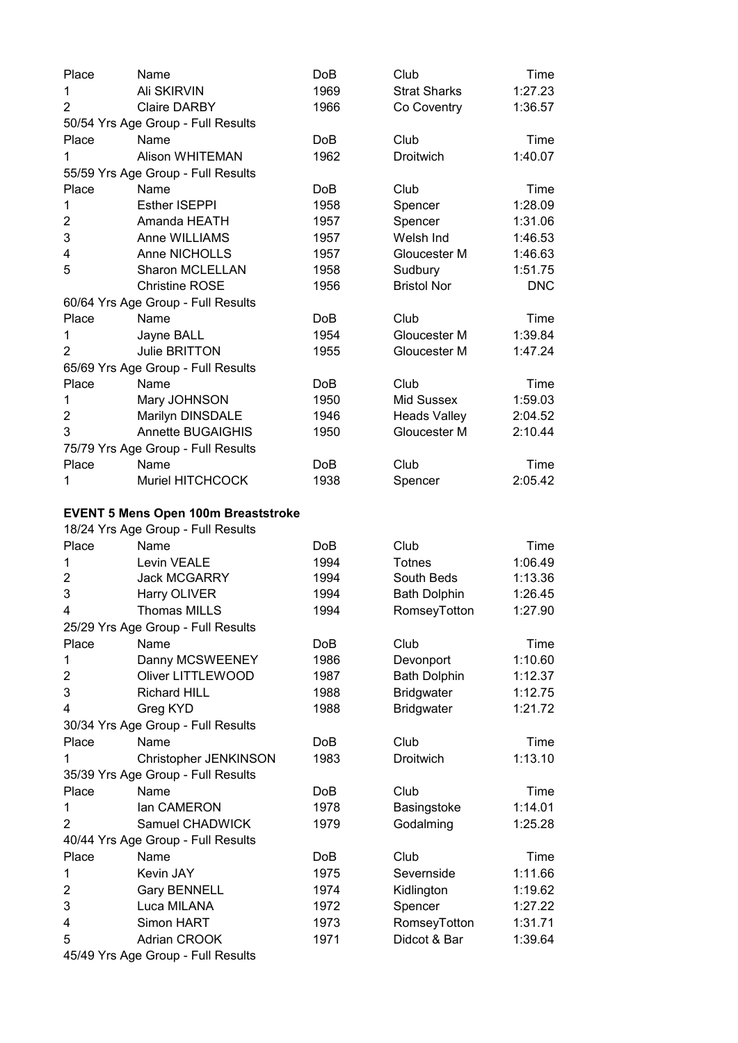| Place | Name | DoB | Club | Time |
| --- | --- | --- | --- | --- |
| 1 | Ali SKIRVIN | 1969 | Strat Sharks | 1:27.23 |
| 2 | Claire DARBY | 1966 | Co Coventry | 1:36.57 |

50/54 Yrs Age Group - Full Results

| Place | Name | DoB | Club | Time |
| --- | --- | --- | --- | --- |
| 1 | Alison WHITEMAN | 1962 | Droitwich | 1:40.07 |

55/59 Yrs Age Group - Full Results

| Place | Name | DoB | Club | Time |
| --- | --- | --- | --- | --- |
| 1 | Esther ISEPPI | 1958 | Spencer | 1:28.09 |
| 2 | Amanda HEATH | 1957 | Spencer | 1:31.06 |
| 3 | Anne WILLIAMS | 1957 | Welsh Ind | 1:46.53 |
| 4 | Anne NICHOLLS | 1957 | Gloucester M | 1:46.63 |
| 5 | Sharon MCLELLAN | 1958 | Sudbury | 1:51.75 |
| | Christine ROSE | 1956 | Bristol Nor | DNC |

60/64 Yrs Age Group - Full Results

| Place | Name | DoB | Club | Time |
| --- | --- | --- | --- | --- |
| 1 | Jayne BALL | 1954 | Gloucester M | 1:39.84 |
| 2 | Julie BRITTON | 1955 | Gloucester M | 1:47.24 |

65/69 Yrs Age Group - Full Results

| Place | Name | DoB | Club | Time |
| --- | --- | --- | --- | --- |
| 1 | Mary JOHNSON | 1950 | Mid Sussex | 1:59.03 |
| 2 | Marilyn DINSDALE | 1946 | Heads Valley | 2:04.52 |
| 3 | Annette BUGAIGHIS | 1950 | Gloucester M | 2:10.44 |

75/79 Yrs Age Group - Full Results

| Place | Name | DoB | Club | Time |
| --- | --- | --- | --- | --- |
| 1 | Muriel HITCHCOCK | 1938 | Spencer | 2:05.42 |

**EVENT 5 Mens Open 100m Breaststroke**

18/24 Yrs Age Group - Full Results

| Place | Name | DoB | Club | Time |
| --- | --- | --- | --- | --- |
| 1 | Levin VEALE | 1994 | Totnes | 1:06.49 |
| 2 | Jack MCGARRY | 1994 | South Beds | 1:13.36 |
| 3 | Harry OLIVER | 1994 | Bath Dolphin | 1:26.45 |
| 4 | Thomas MILLS | 1994 | RomseyTotton | 1:27.90 |

25/29 Yrs Age Group - Full Results

| Place | Name | DoB | Club | Time |
| --- | --- | --- | --- | --- |
| 1 | Danny MCSWEENEY | 1986 | Devonport | 1:10.60 |
| 2 | Oliver LITTLEWOOD | 1987 | Bath Dolphin | 1:12.37 |
| 3 | Richard HILL | 1988 | Bridgwater | 1:12.75 |
| 4 | Greg KYD | 1988 | Bridgwater | 1:21.72 |

30/34 Yrs Age Group - Full Results

| Place | Name | DoB | Club | Time |
| --- | --- | --- | --- | --- |
| 1 | Christopher JENKINSON | 1983 | Droitwich | 1:13.10 |

35/39 Yrs Age Group - Full Results

| Place | Name | DoB | Club | Time |
| --- | --- | --- | --- | --- |
| 1 | Ian CAMERON | 1978 | Basingstoke | 1:14.01 |
| 2 | Samuel CHADWICK | 1979 | Godalming | 1:25.28 |

40/44 Yrs Age Group - Full Results

| Place | Name | DoB | Club | Time |
| --- | --- | --- | --- | --- |
| 1 | Kevin JAY | 1975 | Severnside | 1:11.66 |
| 2 | Gary BENNELL | 1974 | Kidlington | 1:19.62 |
| 3 | Luca MILANA | 1972 | Spencer | 1:27.22 |
| 4 | Simon HART | 1973 | RomseyTotton | 1:31.71 |
| 5 | Adrian CROOK | 1971 | Didcot & Bar | 1:39.64 |

45/49 Yrs Age Group - Full Results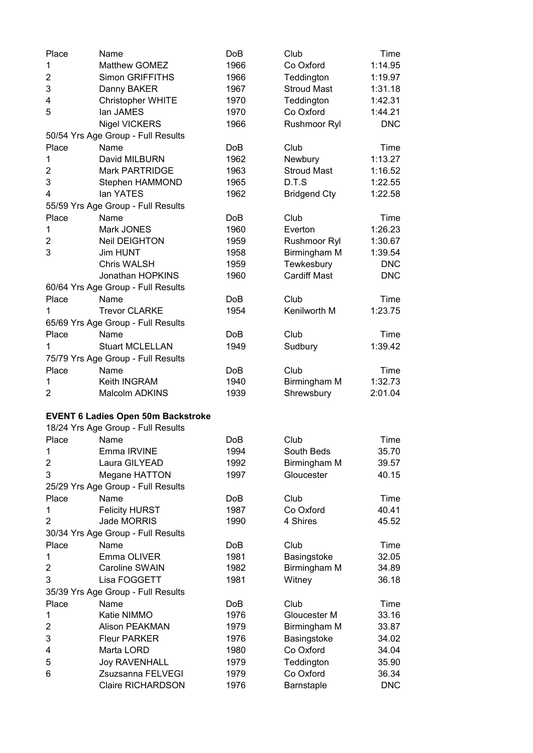| Place | Name | DoB | Club | Time |
|---|---|---|---|---|
| 1 | Matthew GOMEZ | 1966 | Co Oxford | 1:14.95 |
| 2 | Simon GRIFFITHS | 1966 | Teddington | 1:19.97 |
| 3 | Danny BAKER | 1967 | Stroud Mast | 1:31.18 |
| 4 | Christopher WHITE | 1970 | Teddington | 1:42.31 |
| 5 | Ian JAMES | 1970 | Co Oxford | 1:44.21 |
| | Nigel VICKERS | 1966 | Rushmoor Ryl | DNC |

50/54 Yrs Age Group - Full Results

| Place | Name | DoB | Club | Time |
|---|---|---|---|---|
| 1 | David MILBURN | 1962 | Newbury | 1:13.27 |
| 2 | Mark PARTRIDGE | 1963 | Stroud Mast | 1:16.52 |
| 3 | Stephen HAMMOND | 1965 | D.T.S | 1:22.55 |
| 4 | Ian YATES | 1962 | Bridgend Cty | 1:22.58 |

55/59 Yrs Age Group - Full Results

| Place | Name | DoB | Club | Time |
|---|---|---|---|---|
| 1 | Mark JONES | 1960 | Everton | 1:26.23 |
| 2 | Neil DEIGHTON | 1959 | Rushmoor Ryl | 1:30.67 |
| 3 | Jim HUNT | 1958 | Birmingham M | 1:39.54 |
| | Chris WALSH | 1959 | Tewkesbury | DNC |
| | Jonathan HOPKINS | 1960 | Cardiff Mast | DNC |

60/64 Yrs Age Group - Full Results

| Place | Name | DoB | Club | Time |
|---|---|---|---|---|
| 1 | Trevor CLARKE | 1954 | Kenilworth M | 1:23.75 |

65/69 Yrs Age Group - Full Results

| Place | Name | DoB | Club | Time |
|---|---|---|---|---|
| 1 | Stuart MCLELLAN | 1949 | Sudbury | 1:39.42 |

75/79 Yrs Age Group - Full Results

| Place | Name | DoB | Club | Time |
|---|---|---|---|---|
| 1 | Keith INGRAM | 1940 | Birmingham M | 1:32.73 |
| 2 | Malcolm ADKINS | 1939 | Shrewsbury | 2:01.04 |

**EVENT 6 Ladies Open 50m Backstroke**

18/24 Yrs Age Group - Full Results

| Place | Name | DoB | Club | Time |
|---|---|---|---|---|
| 1 | Emma IRVINE | 1994 | South Beds | 35.70 |
| 2 | Laura GILYEAD | 1992 | Birmingham M | 39.57 |
| 3 | Megane HATTON | 1997 | Gloucester | 40.15 |

25/29 Yrs Age Group - Full Results

| Place | Name | DoB | Club | Time |
|---|---|---|---|---|
| 1 | Felicity HURST | 1987 | Co Oxford | 40.41 |
| 2 | Jade MORRIS | 1990 | 4 Shires | 45.52 |

30/34 Yrs Age Group - Full Results

| Place | Name | DoB | Club | Time |
|---|---|---|---|---|
| 1 | Emma OLIVER | 1981 | Basingstoke | 32.05 |
| 2 | Caroline SWAIN | 1982 | Birmingham M | 34.89 |
| 3 | Lisa FOGGETT | 1981 | Witney | 36.18 |

35/39 Yrs Age Group - Full Results

| Place | Name | DoB | Club | Time |
|---|---|---|---|---|
| 1 | Katie NIMMO | 1976 | Gloucester M | 33.16 |
| 2 | Alison PEAKMAN | 1979 | Birmingham M | 33.87 |
| 3 | Fleur PARKER | 1976 | Basingstoke | 34.02 |
| 4 | Marta LORD | 1980 | Co Oxford | 34.04 |
| 5 | Joy RAVENHALL | 1979 | Teddington | 35.90 |
| 6 | Zsuzsanna FELVEGI | 1979 | Co Oxford | 36.34 |
| | Claire RICHARDSON | 1976 | Barnstaple | DNC |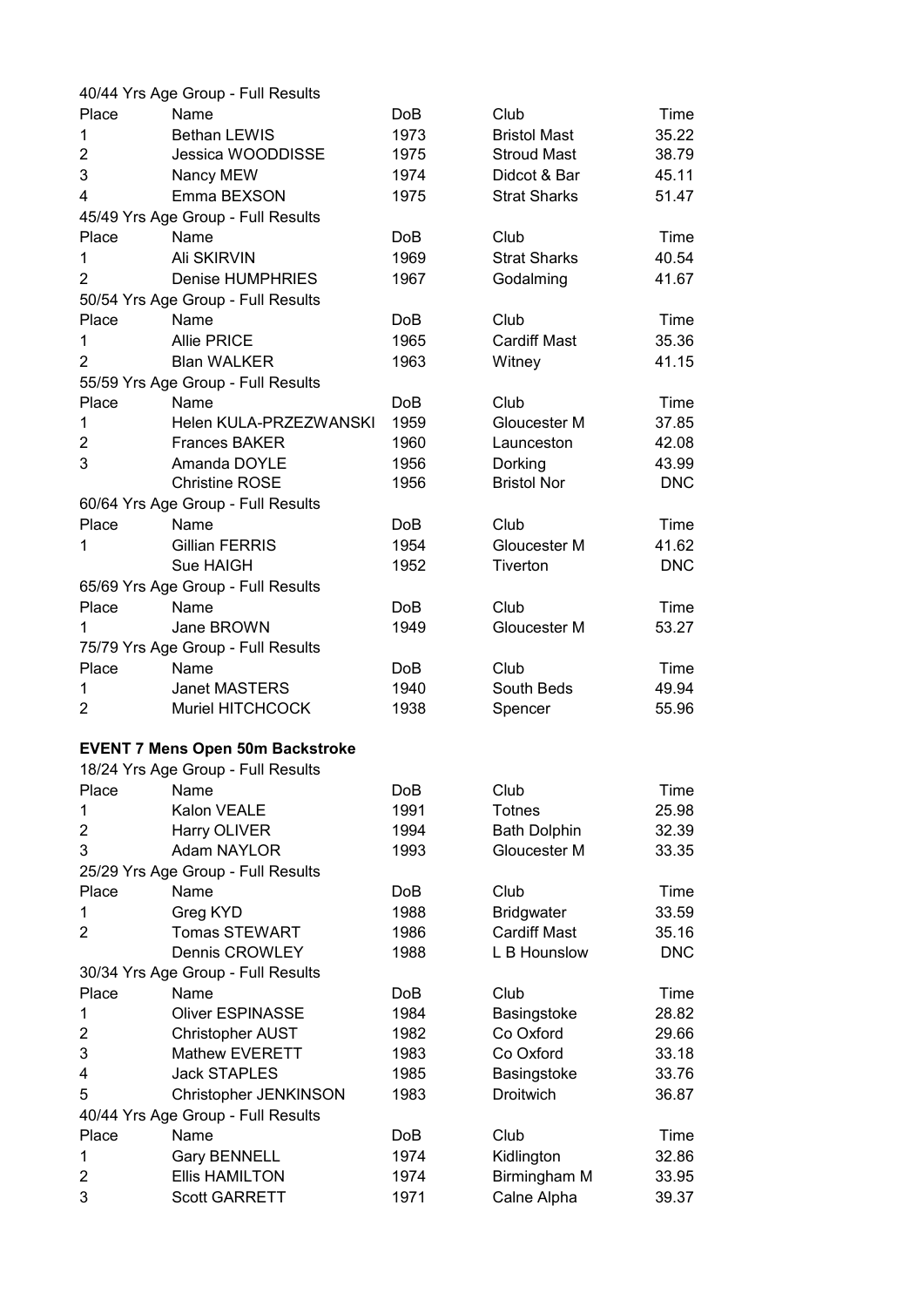40/44 Yrs Age Group - Full Results

| Place | Name | DoB | Club | Time |
|---|---|---|---|---|
| 1 | Bethan LEWIS | 1973 | Bristol Mast | 35.22 |
| 2 | Jessica WOODDISSE | 1975 | Stroud Mast | 38.79 |
| 3 | Nancy MEW | 1974 | Didcot & Bar | 45.11 |
| 4 | Emma BEXSON | 1975 | Strat Sharks | 51.47 |

45/49 Yrs Age Group - Full Results

| Place | Name | DoB | Club | Time |
|---|---|---|---|---|
| 1 | Ali SKIRVIN | 1969 | Strat Sharks | 40.54 |
| 2 | Denise HUMPHRIES | 1967 | Godalming | 41.67 |

50/54 Yrs Age Group - Full Results

| Place | Name | DoB | Club | Time |
|---|---|---|---|---|
| 1 | Allie PRICE | 1965 | Cardiff Mast | 35.36 |
| 2 | Blan WALKER | 1963 | Witney | 41.15 |

55/59 Yrs Age Group - Full Results

| Place | Name | DoB | Club | Time |
|---|---|---|---|---|
| 1 | Helen KULA-PRZEZWANSKI | 1959 | Gloucester M | 37.85 |
| 2 | Frances BAKER | 1960 | Launceston | 42.08 |
| 3 | Amanda DOYLE | 1956 | Dorking | 43.99 |
| | Christine ROSE | 1956 | Bristol Nor | DNC |

60/64 Yrs Age Group - Full Results

| Place | Name | DoB | Club | Time |
|---|---|---|---|---|
| 1 | Gillian FERRIS | 1954 | Gloucester M | 41.62 |
| | Sue HAIGH | 1952 | Tiverton | DNC |

65/69 Yrs Age Group - Full Results

| Place | Name | DoB | Club | Time |
|---|---|---|---|---|
| 1 | Jane BROWN | 1949 | Gloucester M | 53.27 |

75/79 Yrs Age Group - Full Results

| Place | Name | DoB | Club | Time |
|---|---|---|---|---|
| 1 | Janet MASTERS | 1940 | South Beds | 49.94 |
| 2 | Muriel HITCHCOCK | 1938 | Spencer | 55.96 |

**EVENT 7 Mens Open 50m Backstroke**

18/24 Yrs Age Group - Full Results

| Place | Name | DoB | Club | Time |
|---|---|---|---|---|
| 1 | Kalon VEALE | 1991 | Totnes | 25.98 |
| 2 | Harry OLIVER | 1994 | Bath Dolphin | 32.39 |
| 3 | Adam NAYLOR | 1993 | Gloucester M | 33.35 |

25/29 Yrs Age Group - Full Results

| Place | Name | DoB | Club | Time |
|---|---|---|---|---|
| 1 | Greg KYD | 1988 | Bridgwater | 33.59 |
| 2 | Tomas STEWART | 1986 | Cardiff Mast | 35.16 |
| | Dennis CROWLEY | 1988 | L B Hounslow | DNC |

30/34 Yrs Age Group - Full Results

| Place | Name | DoB | Club | Time |
|---|---|---|---|---|
| 1 | Oliver ESPINASSE | 1984 | Basingstoke | 28.82 |
| 2 | Christopher AUST | 1982 | Co Oxford | 29.66 |
| 3 | Mathew EVERETT | 1983 | Co Oxford | 33.18 |
| 4 | Jack STAPLES | 1985 | Basingstoke | 33.76 |
| 5 | Christopher JENKINSON | 1983 | Droitwich | 36.87 |

40/44 Yrs Age Group - Full Results

| Place | Name | DoB | Club | Time |
|---|---|---|---|---|
| 1 | Gary BENNELL | 1974 | Kidlington | 32.86 |
| 2 | Ellis HAMILTON | 1974 | Birmingham M | 33.95 |
| 3 | Scott GARRETT | 1971 | Calne Alpha | 39.37 |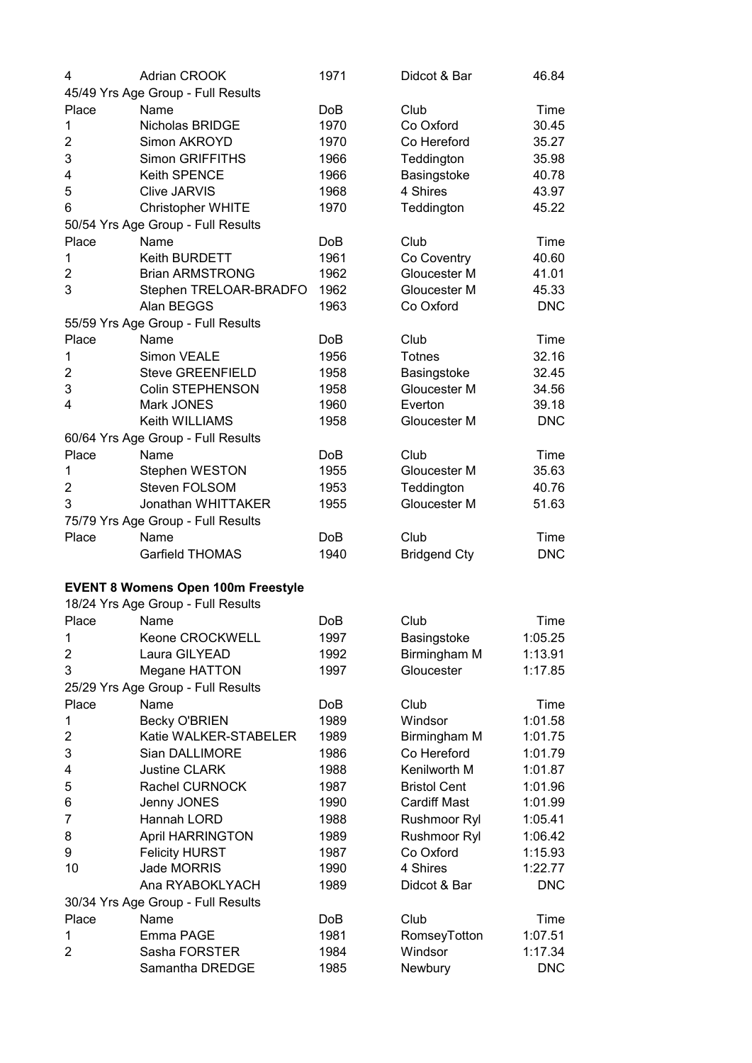| | | | | |
|---|---|---|---|---|
| 4 | Adrian CROOK | 1971 | Didcot & Bar | 46.84 |

45/49 Yrs Age Group - Full Results

| Place | Name | DoB | Club | Time |
|---|---|---|---|---|
| 1 | Nicholas BRIDGE | 1970 | Co Oxford | 30.45 |
| 2 | Simon AKROYD | 1970 | Co Hereford | 35.27 |
| 3 | Simon GRIFFITHS | 1966 | Teddington | 35.98 |
| 4 | Keith SPENCE | 1966 | Basingstoke | 40.78 |
| 5 | Clive JARVIS | 1968 | 4 Shires | 43.97 |
| 6 | Christopher WHITE | 1970 | Teddington | 45.22 |

50/54 Yrs Age Group - Full Results

| Place | Name | DoB | Club | Time |
|---|---|---|---|---|
| 1 | Keith BURDETT | 1961 | Co Coventry | 40.60 |
| 2 | Brian ARMSTRONG | 1962 | Gloucester M | 41.01 |
| 3 | Stephen TRELOAR-BRADFO | 1962 | Gloucester M | 45.33 |
| | Alan BEGGS | 1963 | Co Oxford | DNC |

55/59 Yrs Age Group - Full Results

| Place | Name | DoB | Club | Time |
|---|---|---|---|---|
| 1 | Simon VEALE | 1956 | Totnes | 32.16 |
| 2 | Steve GREENFIELD | 1958 | Basingstoke | 32.45 |
| 3 | Colin STEPHENSON | 1958 | Gloucester M | 34.56 |
| 4 | Mark JONES | 1960 | Everton | 39.18 |
| | Keith WILLIAMS | 1958 | Gloucester M | DNC |

60/64 Yrs Age Group - Full Results

| Place | Name | DoB | Club | Time |
|---|---|---|---|---|
| 1 | Stephen WESTON | 1955 | Gloucester M | 35.63 |
| 2 | Steven FOLSOM | 1953 | Teddington | 40.76 |
| 3 | Jonathan WHITTAKER | 1955 | Gloucester M | 51.63 |

75/79 Yrs Age Group - Full Results

| Place | Name | DoB | Club | Time |
|---|---|---|---|---|
| | Garfield THOMAS | 1940 | Bridgend Cty | DNC |

**EVENT 8 Womens Open 100m Freestyle**

18/24 Yrs Age Group - Full Results

| Place | Name | DoB | Club | Time |
|---|---|---|---|---|
| 1 | Keone CROCKWELL | 1997 | Basingstoke | 1:05.25 |
| 2 | Laura GILYEAD | 1992 | Birmingham M | 1:13.91 |
| 3 | Megane HATTON | 1997 | Gloucester | 1:17.85 |

25/29 Yrs Age Group - Full Results

| Place | Name | DoB | Club | Time |
|---|---|---|---|---|
| 1 | Becky O'BRIEN | 1989 | Windsor | 1:01.58 |
| 2 | Katie WALKER-STABELER | 1989 | Birmingham M | 1:01.75 |
| 3 | Sian DALLIMORE | 1986 | Co Hereford | 1:01.79 |
| 4 | Justine CLARK | 1988 | Kenilworth M | 1:01.87 |
| 5 | Rachel CURNOCK | 1987 | Bristol Cent | 1:01.96 |
| 6 | Jenny JONES | 1990 | Cardiff Mast | 1:01.99 |
| 7 | Hannah LORD | 1988 | Rushmoor Ryl | 1:05.41 |
| 8 | April HARRINGTON | 1989 | Rushmoor Ryl | 1:06.42 |
| 9 | Felicity HURST | 1987 | Co Oxford | 1:15.93 |
| 10 | Jade MORRIS | 1990 | 4 Shires | 1:22.77 |
| | Ana RYABOKLYACH | 1989 | Didcot & Bar | DNC |

30/34 Yrs Age Group - Full Results

| Place | Name | DoB | Club | Time |
|---|---|---|---|---|
| 1 | Emma PAGE | 1981 | RomseyTotton | 1:07.51 |
| 2 | Sasha FORSTER | 1984 | Windsor | 1:17.34 |
| | Samantha DREDGE | 1985 | Newbury | DNC |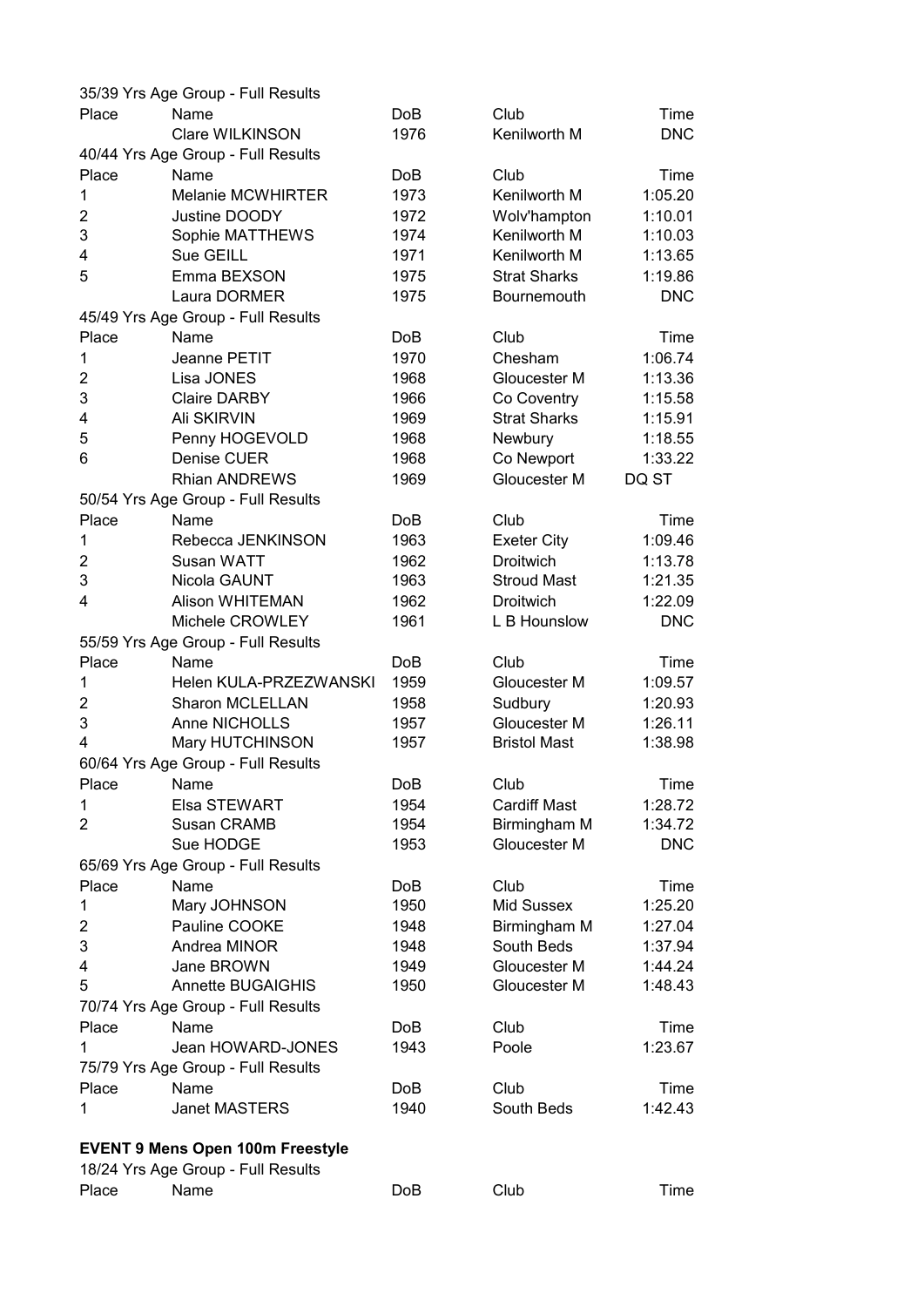35/39 Yrs Age Group - Full Results

| Place | Name | DoB | Club | Time |
|---|---|---|---|---|
| | Clare WILKINSON | 1976 | Kenilworth M | DNC |

40/44 Yrs Age Group - Full Results

| Place | Name | DoB | Club | Time |
|---|---|---|---|---|
| 1 | Melanie MCWHIRTER | 1973 | Kenilworth M | 1:05.20 |
| 2 | Justine DOODY | 1972 | Wolv'hampton | 1:10.01 |
| 3 | Sophie MATTHEWS | 1974 | Kenilworth M | 1:10.03 |
| 4 | Sue GEILL | 1971 | Kenilworth M | 1:13.65 |
| 5 | Emma BEXSON | 1975 | Strat Sharks | 1:19.86 |
| | Laura DORMER | 1975 | Bournemouth | DNC |

45/49 Yrs Age Group - Full Results

| Place | Name | DoB | Club | Time |
|---|---|---|---|---|
| 1 | Jeanne PETIT | 1970 | Chesham | 1:06.74 |
| 2 | Lisa JONES | 1968 | Gloucester M | 1:13.36 |
| 3 | Claire DARBY | 1966 | Co Coventry | 1:15.58 |
| 4 | Ali SKIRVIN | 1969 | Strat Sharks | 1:15.91 |
| 5 | Penny HOGEVOLD | 1968 | Newbury | 1:18.55 |
| 6 | Denise CUER | 1968 | Co Newport | 1:33.22 |
| | Rhian ANDREWS | 1969 | Gloucester M | DQ ST |

50/54 Yrs Age Group - Full Results

| Place | Name | DoB | Club | Time |
|---|---|---|---|---|
| 1 | Rebecca JENKINSON | 1963 | Exeter City | 1:09.46 |
| 2 | Susan WATT | 1962 | Droitwich | 1:13.78 |
| 3 | Nicola GAUNT | 1963 | Stroud Mast | 1:21.35 |
| 4 | Alison WHITEMAN | 1962 | Droitwich | 1:22.09 |
| | Michele CROWLEY | 1961 | L B Hounslow | DNC |

55/59 Yrs Age Group - Full Results

| Place | Name | DoB | Club | Time |
|---|---|---|---|---|
| 1 | Helen KULA-PRZEZWANSKI | 1959 | Gloucester M | 1:09.57 |
| 2 | Sharon MCLELLAN | 1958 | Sudbury | 1:20.93 |
| 3 | Anne NICHOLLS | 1957 | Gloucester M | 1:26.11 |
| 4 | Mary HUTCHINSON | 1957 | Bristol Mast | 1:38.98 |

60/64 Yrs Age Group - Full Results

| Place | Name | DoB | Club | Time |
|---|---|---|---|---|
| 1 | Elsa STEWART | 1954 | Cardiff Mast | 1:28.72 |
| 2 | Susan CRAMB | 1954 | Birmingham M | 1:34.72 |
| | Sue HODGE | 1953 | Gloucester M | DNC |

65/69 Yrs Age Group - Full Results

| Place | Name | DoB | Club | Time |
|---|---|---|---|---|
| 1 | Mary JOHNSON | 1950 | Mid Sussex | 1:25.20 |
| 2 | Pauline COOKE | 1948 | Birmingham M | 1:27.04 |
| 3 | Andrea MINOR | 1948 | South Beds | 1:37.94 |
| 4 | Jane BROWN | 1949 | Gloucester M | 1:44.24 |
| 5 | Annette BUGAIGHIS | 1950 | Gloucester M | 1:48.43 |

70/74 Yrs Age Group - Full Results

| Place | Name | DoB | Club | Time |
|---|---|---|---|---|
| 1 | Jean HOWARD-JONES | 1943 | Poole | 1:23.67 |

75/79 Yrs Age Group - Full Results

| Place | Name | DoB | Club | Time |
|---|---|---|---|---|
| 1 | Janet MASTERS | 1940 | South Beds | 1:42.43 |

**EVENT 9 Mens Open 100m Freestyle**

18/24 Yrs Age Group - Full Results

| Place | Name | DoB | Club | Time |
|---|---|---|---|---|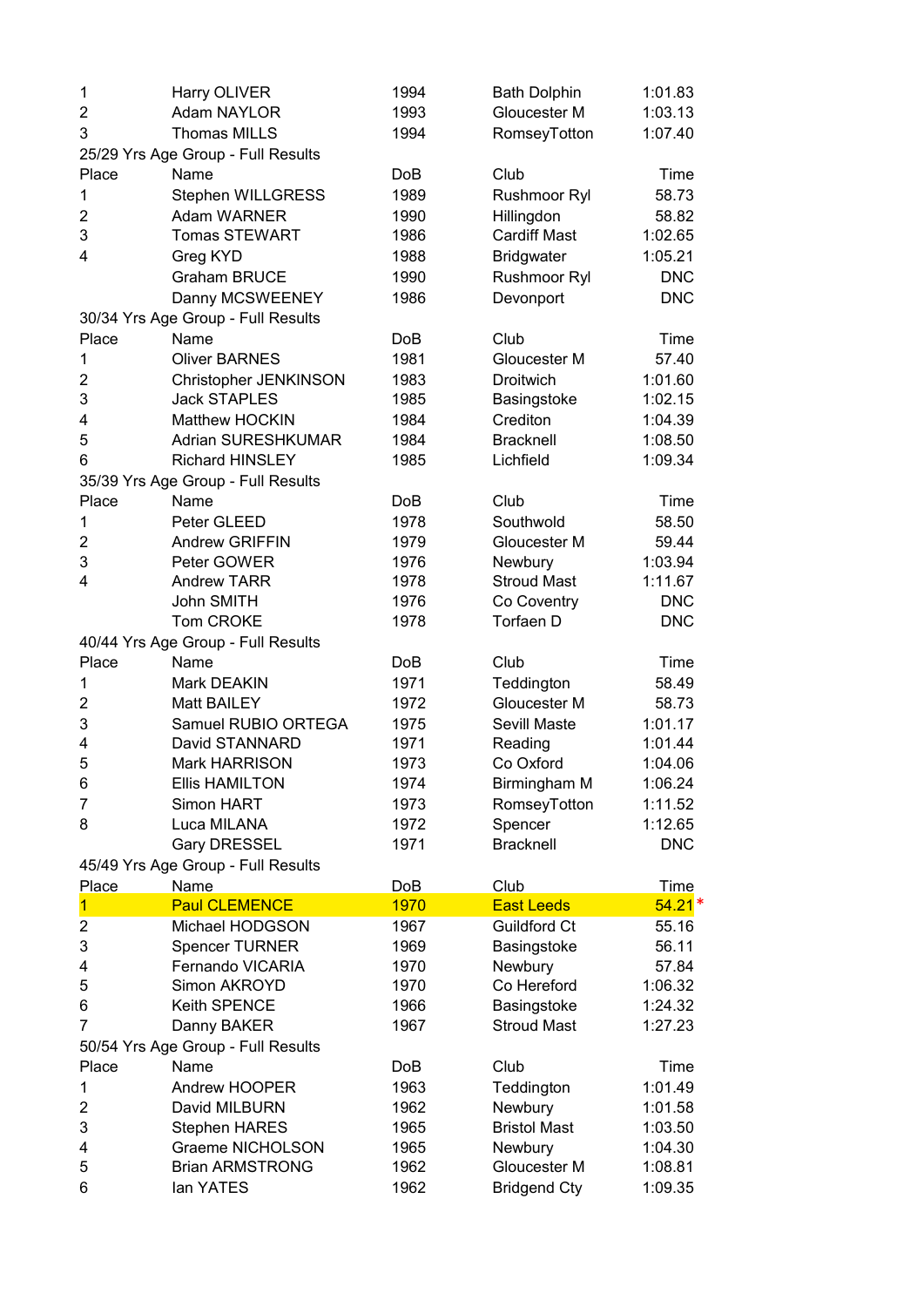| | | | | |
|---|---|---|---|---|
| 1 | Harry OLIVER | 1994 | Bath Dolphin | 1:01.83 |
| 2 | Adam NAYLOR | 1993 | Gloucester M | 1:03.13 |
| 3 | Thomas MILLS | 1994 | RomseyTotton | 1:07.40 |

25/29 Yrs Age Group - Full Results

| Place | Name | DoB | Club | Time |
|---|---|---|---|---|
| 1 | Stephen WILLGRESS | 1989 | Rushmoor Ryl | 58.73 |
| 2 | Adam WARNER | 1990 | Hillingdon | 58.82 |
| 3 | Tomas STEWART | 1986 | Cardiff Mast | 1:02.65 |
| 4 | Greg KYD | 1988 | Bridgwater | 1:05.21 |
| | Graham BRUCE | 1990 | Rushmoor Ryl | DNC |
| | Danny MCSWEENEY | 1986 | Devonport | DNC |

30/34 Yrs Age Group - Full Results

| Place | Name | DoB | Club | Time |
|---|---|---|---|---|
| 1 | Oliver BARNES | 1981 | Gloucester M | 57.40 |
| 2 | Christopher JENKINSON | 1983 | Droitwich | 1:01.60 |
| 3 | Jack STAPLES | 1985 | Basingstoke | 1:02.15 |
| 4 | Matthew HOCKIN | 1984 | Crediton | 1:04.39 |
| 5 | Adrian SURESHKUMAR | 1984 | Bracknell | 1:08.50 |
| 6 | Richard HINSLEY | 1985 | Lichfield | 1:09.34 |

35/39 Yrs Age Group - Full Results

| Place | Name | DoB | Club | Time |
|---|---|---|---|---|
| 1 | Peter GLEED | 1978 | Southwold | 58.50 |
| 2 | Andrew GRIFFIN | 1979 | Gloucester M | 59.44 |
| 3 | Peter GOWER | 1976 | Newbury | 1:03.94 |
| 4 | Andrew TARR | 1978 | Stroud Mast | 1:11.67 |
| | John SMITH | 1976 | Co Coventry | DNC |
| | Tom CROKE | 1978 | Torfaen D | DNC |

40/44 Yrs Age Group - Full Results

| Place | Name | DoB | Club | Time |
|---|---|---|---|---|
| 1 | Mark DEAKIN | 1971 | Teddington | 58.49 |
| 2 | Matt BAILEY | 1972 | Gloucester M | 58.73 |
| 3 | Samuel RUBIO ORTEGA | 1975 | Sevill Maste | 1:01.17 |
| 4 | David STANNARD | 1971 | Reading | 1:01.44 |
| 5 | Mark HARRISON | 1973 | Co Oxford | 1:04.06 |
| 6 | Ellis HAMILTON | 1974 | Birmingham M | 1:06.24 |
| 7 | Simon HART | 1973 | RomseyTotton | 1:11.52 |
| 8 | Luca MILANA | 1972 | Spencer | 1:12.65 |
| | Gary DRESSEL | 1971 | Bracknell | DNC |

45/49 Yrs Age Group - Full Results

| Place | Name | DoB | Club | Time |
|---|---|---|---|---|
| 1 | Paul CLEMENCE | 1970 | East Leeds | 54.21 * |
| 2 | Michael HODGSON | 1967 | Guildford Ct | 55.16 |
| 3 | Spencer TURNER | 1969 | Basingstoke | 56.11 |
| 4 | Fernando VICARIA | 1970 | Newbury | 57.84 |
| 5 | Simon AKROYD | 1970 | Co Hereford | 1:06.32 |
| 6 | Keith SPENCE | 1966 | Basingstoke | 1:24.32 |
| 7 | Danny BAKER | 1967 | Stroud Mast | 1:27.23 |

50/54 Yrs Age Group - Full Results

| Place | Name | DoB | Club | Time |
|---|---|---|---|---|
| 1 | Andrew HOOPER | 1963 | Teddington | 1:01.49 |
| 2 | David MILBURN | 1962 | Newbury | 1:01.58 |
| 3 | Stephen HARES | 1965 | Bristol Mast | 1:03.50 |
| 4 | Graeme NICHOLSON | 1965 | Newbury | 1:04.30 |
| 5 | Brian ARMSTRONG | 1962 | Gloucester M | 1:08.81 |
| 6 | Ian YATES | 1962 | Bridgend Cty | 1:09.35 |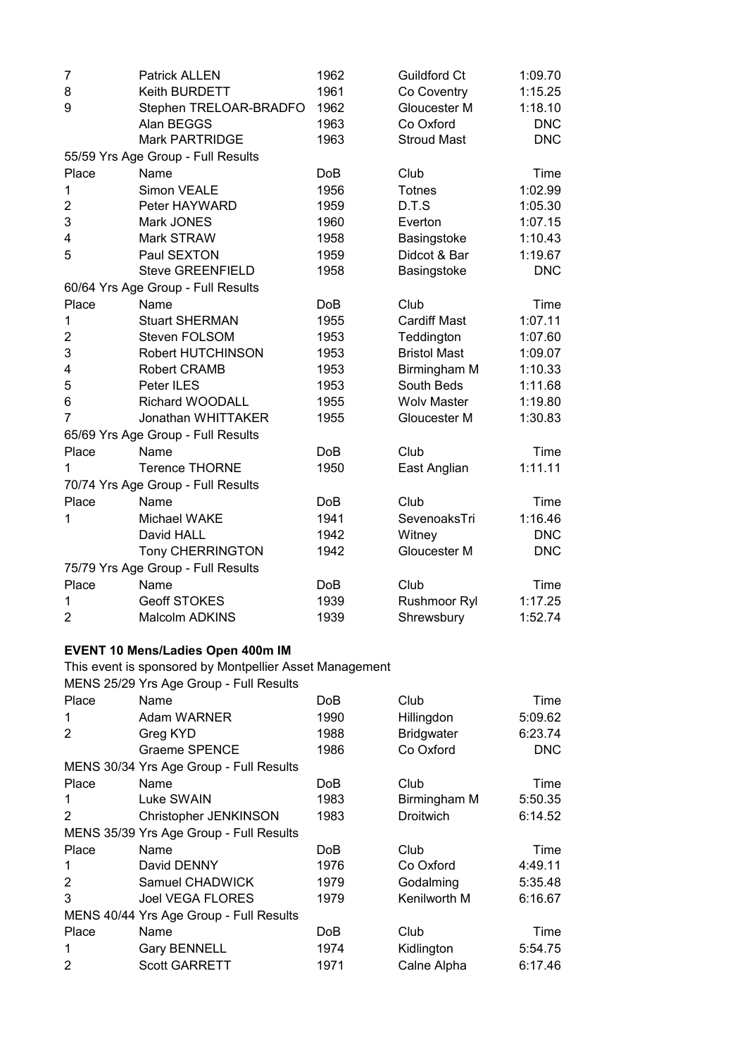| Place | Name | DoB | Club | Time |
|---|---|---|---|---|
| 7 | Patrick ALLEN | 1962 | Guildford Ct | 1:09.70 |
| 8 | Keith BURDETT | 1961 | Co Coventry | 1:15.25 |
| 9 | Stephen TRELOAR-BRADFO | 1962 | Gloucester M | 1:18.10 |
| | Alan BEGGS | 1963 | Co Oxford | DNC |
| | Mark PARTRIDGE | 1963 | Stroud Mast | DNC |

55/59 Yrs Age Group - Full Results

| Place | Name | DoB | Club | Time |
|---|---|---|---|---|
| 1 | Simon VEALE | 1956 | Totnes | 1:02.99 |
| 2 | Peter HAYWARD | 1959 | D.T.S | 1:05.30 |
| 3 | Mark JONES | 1960 | Everton | 1:07.15 |
| 4 | Mark STRAW | 1958 | Basingstoke | 1:10.43 |
| 5 | Paul SEXTON | 1959 | Didcot & Bar | 1:19.67 |
| | Steve GREENFIELD | 1958 | Basingstoke | DNC |

60/64 Yrs Age Group - Full Results

| Place | Name | DoB | Club | Time |
|---|---|---|---|---|
| 1 | Stuart SHERMAN | 1955 | Cardiff Mast | 1:07.11 |
| 2 | Steven FOLSOM | 1953 | Teddington | 1:07.60 |
| 3 | Robert HUTCHINSON | 1953 | Bristol Mast | 1:09.07 |
| 4 | Robert CRAMB | 1953 | Birmingham M | 1:10.33 |
| 5 | Peter ILES | 1953 | South Beds | 1:11.68 |
| 6 | Richard WOODALL | 1955 | Wolv Master | 1:19.80 |
| 7 | Jonathan WHITTAKER | 1955 | Gloucester M | 1:30.83 |

65/69 Yrs Age Group - Full Results

| Place | Name | DoB | Club | Time |
|---|---|---|---|---|
| 1 | Terence THORNE | 1950 | East Anglian | 1:11.11 |

70/74 Yrs Age Group - Full Results

| Place | Name | DoB | Club | Time |
|---|---|---|---|---|
| 1 | Michael WAKE | 1941 | SevenoaksTri | 1:16.46 |
| | David HALL | 1942 | Witney | DNC |
| | Tony CHERRINGTON | 1942 | Gloucester M | DNC |

75/79 Yrs Age Group - Full Results

| Place | Name | DoB | Club | Time |
|---|---|---|---|---|
| 1 | Geoff STOKES | 1939 | Rushmoor Ryl | 1:17.25 |
| 2 | Malcolm ADKINS | 1939 | Shrewsbury | 1:52.74 |

**EVENT 10 Mens/Ladies Open 400m IM**

This event is sponsored by Montpellier Asset Management

MENS 25/29 Yrs Age Group - Full Results

| Place | Name | DoB | Club | Time |
|---|---|---|---|---|
| 1 | Adam WARNER | 1990 | Hillingdon | 5:09.62 |
| 2 | Greg KYD | 1988 | Bridgwater | 6:23.74 |
| | Graeme SPENCE | 1986 | Co Oxford | DNC |

MENS 30/34 Yrs Age Group - Full Results

| Place | Name | DoB | Club | Time |
|---|---|---|---|---|
| 1 | Luke SWAIN | 1983 | Birmingham M | 5:50.35 |
| 2 | Christopher JENKINSON | 1983 | Droitwich | 6:14.52 |

MENS 35/39 Yrs Age Group - Full Results

| Place | Name | DoB | Club | Time |
|---|---|---|---|---|
| 1 | David DENNY | 1976 | Co Oxford | 4:49.11 |
| 2 | Samuel CHADWICK | 1979 | Godalming | 5:35.48 |
| 3 | Joel VEGA FLORES | 1979 | Kenilworth M | 6:16.67 |

MENS 40/44 Yrs Age Group - Full Results

| Place | Name | DoB | Club | Time |
|---|---|---|---|---|
| 1 | Gary BENNELL | 1974 | Kidlington | 5:54.75 |
| 2 | Scott GARRETT | 1971 | Calne Alpha | 6:17.46 |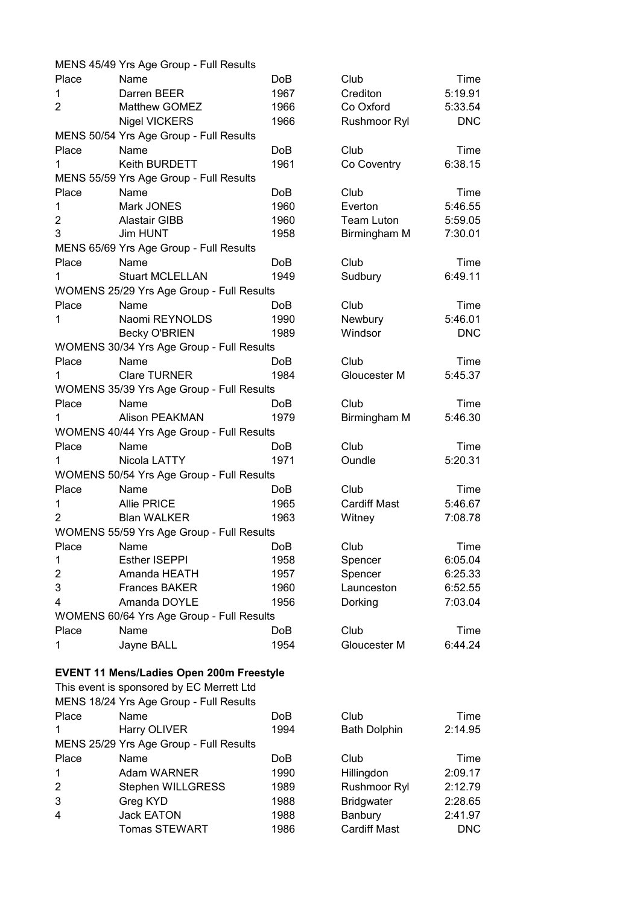MENS 45/49 Yrs Age Group - Full Results

| Place | Name | DoB | Club | Time |
|---|---|---|---|---|
| 1 | Darren BEER | 1967 | Crediton | 5:19.91 |
| 2 | Matthew GOMEZ | 1966 | Co Oxford | 5:33.54 |
| | Nigel VICKERS | 1966 | Rushmoor Ryl | DNC |

MENS 50/54 Yrs Age Group - Full Results

| Place | Name | DoB | Club | Time |
|---|---|---|---|---|
| 1 | Keith BURDETT | 1961 | Co Coventry | 6:38.15 |

MENS 55/59 Yrs Age Group - Full Results

| Place | Name | DoB | Club | Time |
|---|---|---|---|---|
| 1 | Mark JONES | 1960 | Everton | 5:46.55 |
| 2 | Alastair GIBB | 1960 | Team Luton | 5:59.05 |
| 3 | Jim HUNT | 1958 | Birmingham M | 7:30.01 |

MENS 65/69 Yrs Age Group - Full Results

| Place | Name | DoB | Club | Time |
|---|---|---|---|---|
| 1 | Stuart MCLELLAN | 1949 | Sudbury | 6:49.11 |

WOMENS 25/29 Yrs Age Group - Full Results

| Place | Name | DoB | Club | Time |
|---|---|---|---|---|
| 1 | Naomi REYNOLDS | 1990 | Newbury | 5:46.01 |
| | Becky O'BRIEN | 1989 | Windsor | DNC |

WOMENS 30/34 Yrs Age Group - Full Results

| Place | Name | DoB | Club | Time |
|---|---|---|---|---|
| 1 | Clare TURNER | 1984 | Gloucester M | 5:45.37 |

WOMENS 35/39 Yrs Age Group - Full Results

| Place | Name | DoB | Club | Time |
|---|---|---|---|---|
| 1 | Alison PEAKMAN | 1979 | Birmingham M | 5:46.30 |

WOMENS 40/44 Yrs Age Group - Full Results

| Place | Name | DoB | Club | Time |
|---|---|---|---|---|
| 1 | Nicola LATTY | 1971 | Oundle | 5:20.31 |

WOMENS 50/54 Yrs Age Group - Full Results

| Place | Name | DoB | Club | Time |
|---|---|---|---|---|
| 1 | Allie PRICE | 1965 | Cardiff Mast | 5:46.67 |
| 2 | Blan WALKER | 1963 | Witney | 7:08.78 |

WOMENS 55/59 Yrs Age Group - Full Results

| Place | Name | DoB | Club | Time |
|---|---|---|---|---|
| 1 | Esther ISEPPI | 1958 | Spencer | 6:05.04 |
| 2 | Amanda HEATH | 1957 | Spencer | 6:25.33 |
| 3 | Frances BAKER | 1960 | Launceston | 6:52.55 |
| 4 | Amanda DOYLE | 1956 | Dorking | 7:03.04 |

WOMENS 60/64 Yrs Age Group - Full Results

| Place | Name | DoB | Club | Time |
|---|---|---|---|---|
| 1 | Jayne BALL | 1954 | Gloucester M | 6:44.24 |

**EVENT 11 Mens/Ladies Open 200m Freestyle**

This event is sponsored by EC Merrett Ltd

MENS 18/24 Yrs Age Group - Full Results

| Place | Name | DoB | Club | Time |
|---|---|---|---|---|
| 1 | Harry OLIVER | 1994 | Bath Dolphin | 2:14.95 |

MENS 25/29 Yrs Age Group - Full Results

| Place | Name | DoB | Club | Time |
|---|---|---|---|---|
| 1 | Adam WARNER | 1990 | Hillingdon | 2:09.17 |
| 2 | Stephen WILLGRESS | 1989 | Rushmoor Ryl | 2:12.79 |
| 3 | Greg KYD | 1988 | Bridgwater | 2:28.65 |
| 4 | Jack EATON | 1988 | Banbury | 2:41.97 |
| | Tomas STEWART | 1986 | Cardiff Mast | DNC |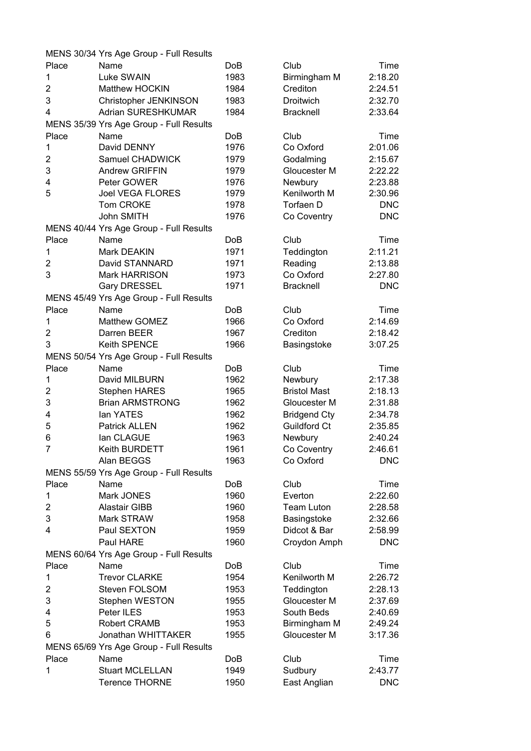MENS 30/34 Yrs Age Group - Full Results

| Place | Name | DoB | Club | Time |
|---|---|---|---|---|
| 1 | Luke SWAIN | 1983 | Birmingham M | 2:18.20 |
| 2 | Matthew HOCKIN | 1984 | Crediton | 2:24.51 |
| 3 | Christopher JENKINSON | 1983 | Droitwich | 2:32.70 |
| 4 | Adrian SURESHKUMAR | 1984 | Bracknell | 2:33.64 |

MENS 35/39 Yrs Age Group - Full Results

| Place | Name | DoB | Club | Time |
|---|---|---|---|---|
| 1 | David DENNY | 1976 | Co Oxford | 2:01.06 |
| 2 | Samuel CHADWICK | 1979 | Godalming | 2:15.67 |
| 3 | Andrew GRIFFIN | 1979 | Gloucester M | 2:22.22 |
| 4 | Peter GOWER | 1976 | Newbury | 2:23.88 |
| 5 | Joel VEGA FLORES | 1979 | Kenilworth M | 2:30.96 |
| | Tom CROKE | 1978 | Torfaen D | DNC |
| | John SMITH | 1976 | Co Coventry | DNC |

MENS 40/44 Yrs Age Group - Full Results

| Place | Name | DoB | Club | Time |
|---|---|---|---|---|
| 1 | Mark DEAKIN | 1971 | Teddington | 2:11.21 |
| 2 | David STANNARD | 1971 | Reading | 2:13.88 |
| 3 | Mark HARRISON | 1973 | Co Oxford | 2:27.80 |
| | Gary DRESSEL | 1971 | Bracknell | DNC |

MENS 45/49 Yrs Age Group - Full Results

| Place | Name | DoB | Club | Time |
|---|---|---|---|---|
| 1 | Matthew GOMEZ | 1966 | Co Oxford | 2:14.69 |
| 2 | Darren BEER | 1967 | Crediton | 2:18.42 |
| 3 | Keith SPENCE | 1966 | Basingstoke | 3:07.25 |

MENS 50/54 Yrs Age Group - Full Results

| Place | Name | DoB | Club | Time |
|---|---|---|---|---|
| 1 | David MILBURN | 1962 | Newbury | 2:17.38 |
| 2 | Stephen HARES | 1965 | Bristol Mast | 2:18.13 |
| 3 | Brian ARMSTRONG | 1962 | Gloucester M | 2:31.88 |
| 4 | Ian YATES | 1962 | Bridgend Cty | 2:34.78 |
| 5 | Patrick ALLEN | 1962 | Guildford Ct | 2:35.85 |
| 6 | Ian CLAGUE | 1963 | Newbury | 2:40.24 |
| 7 | Keith BURDETT | 1961 | Co Coventry | 2:46.61 |
| | Alan BEGGS | 1963 | Co Oxford | DNC |

MENS 55/59 Yrs Age Group - Full Results

| Place | Name | DoB | Club | Time |
|---|---|---|---|---|
| 1 | Mark JONES | 1960 | Everton | 2:22.60 |
| 2 | Alastair GIBB | 1960 | Team Luton | 2:28.58 |
| 3 | Mark STRAW | 1958 | Basingstoke | 2:32.66 |
| 4 | Paul SEXTON | 1959 | Didcot & Bar | 2:58.99 |
| | Paul HARE | 1960 | Croydon Amph | DNC |

MENS 60/64 Yrs Age Group - Full Results

| Place | Name | DoB | Club | Time |
|---|---|---|---|---|
| 1 | Trevor CLARKE | 1954 | Kenilworth M | 2:26.72 |
| 2 | Steven FOLSOM | 1953 | Teddington | 2:28.13 |
| 3 | Stephen WESTON | 1955 | Gloucester M | 2:37.69 |
| 4 | Peter ILES | 1953 | South Beds | 2:40.69 |
| 5 | Robert CRAMB | 1953 | Birmingham M | 2:49.24 |
| 6 | Jonathan WHITTAKER | 1955 | Gloucester M | 3:17.36 |

MENS 65/69 Yrs Age Group - Full Results

| Place | Name | DoB | Club | Time |
|---|---|---|---|---|
| 1 | Stuart MCLELLAN | 1949 | Sudbury | 2:43.77 |
| | Terence THORNE | 1950 | East Anglian | DNC |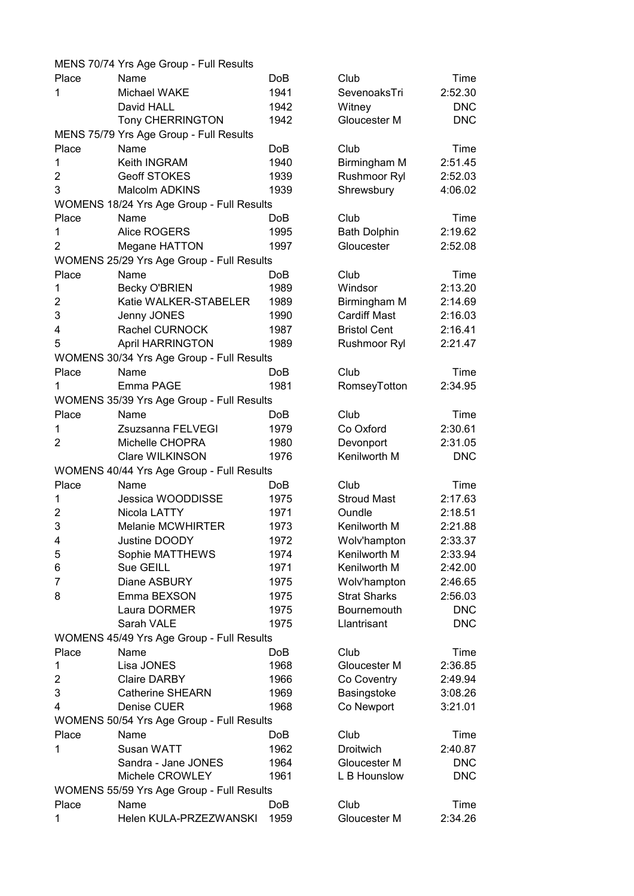MENS 70/74 Yrs Age Group - Full Results

| Place | Name | DoB | Club | Time |
|---|---|---|---|---|
| 1 | Michael WAKE | 1941 | SevenoaksTri | 2:52.30 |
| | David HALL | 1942 | Witney | DNC |
| | Tony CHERRINGTON | 1942 | Gloucester M | DNC |

MENS 75/79 Yrs Age Group - Full Results

| Place | Name | DoB | Club | Time |
|---|---|---|---|---|
| 1 | Keith INGRAM | 1940 | Birmingham M | 2:51.45 |
| 2 | Geoff STOKES | 1939 | Rushmoor Ryl | 2:52.03 |
| 3 | Malcolm ADKINS | 1939 | Shrewsbury | 4:06.02 |

WOMENS 18/24 Yrs Age Group - Full Results

| Place | Name | DoB | Club | Time |
|---|---|---|---|---|
| 1 | Alice ROGERS | 1995 | Bath Dolphin | 2:19.62 |
| 2 | Megane HATTON | 1997 | Gloucester | 2:52.08 |

WOMENS 25/29 Yrs Age Group - Full Results

| Place | Name | DoB | Club | Time |
|---|---|---|---|---|
| 1 | Becky O'BRIEN | 1989 | Windsor | 2:13.20 |
| 2 | Katie WALKER-STABELER | 1989 | Birmingham M | 2:14.69 |
| 3 | Jenny JONES | 1990 | Cardiff Mast | 2:16.03 |
| 4 | Rachel CURNOCK | 1987 | Bristol Cent | 2:16.41 |
| 5 | April HARRINGTON | 1989 | Rushmoor Ryl | 2:21.47 |

WOMENS 30/34 Yrs Age Group - Full Results

| Place | Name | DoB | Club | Time |
|---|---|---|---|---|
| 1 | Emma PAGE | 1981 | RomseyTotton | 2:34.95 |

WOMENS 35/39 Yrs Age Group - Full Results

| Place | Name | DoB | Club | Time |
|---|---|---|---|---|
| 1 | Zsuzsanna FELVEGI | 1979 | Co Oxford | 2:30.61 |
| 2 | Michelle CHOPRA | 1980 | Devonport | 2:31.05 |
| | Clare WILKINSON | 1976 | Kenilworth M | DNC |

WOMENS 40/44 Yrs Age Group - Full Results

| Place | Name | DoB | Club | Time |
|---|---|---|---|---|
| 1 | Jessica WOODDISSE | 1975 | Stroud Mast | 2:17.63 |
| 2 | Nicola LATTY | 1971 | Oundle | 2:18.51 |
| 3 | Melanie MCWHIRTER | 1973 | Kenilworth M | 2:21.88 |
| 4 | Justine DOODY | 1972 | Wolv'hampton | 2:33.37 |
| 5 | Sophie MATTHEWS | 1974 | Kenilworth M | 2:33.94 |
| 6 | Sue GEILL | 1971 | Kenilworth M | 2:42.00 |
| 7 | Diane ASBURY | 1975 | Wolv'hampton | 2:46.65 |
| 8 | Emma BEXSON | 1975 | Strat Sharks | 2:56.03 |
| | Laura DORMER | 1975 | Bournemouth | DNC |
| | Sarah VALE | 1975 | Llantrisant | DNC |

WOMENS 45/49 Yrs Age Group - Full Results

| Place | Name | DoB | Club | Time |
|---|---|---|---|---|
| 1 | Lisa JONES | 1968 | Gloucester M | 2:36.85 |
| 2 | Claire DARBY | 1966 | Co Coventry | 2:49.94 |
| 3 | Catherine SHEARN | 1969 | Basingstoke | 3:08.26 |
| 4 | Denise CUER | 1968 | Co Newport | 3:21.01 |

WOMENS 50/54 Yrs Age Group - Full Results

| Place | Name | DoB | Club | Time |
|---|---|---|---|---|
| 1 | Susan WATT | 1962 | Droitwich | 2:40.87 |
| | Sandra - Jane JONES | 1964 | Gloucester M | DNC |
| | Michele CROWLEY | 1961 | L B Hounslow | DNC |

WOMENS 55/59 Yrs Age Group - Full Results

| Place | Name | DoB | Club | Time |
|---|---|---|---|---|
| 1 | Helen KULA-PRZEZWANSKI | 1959 | Gloucester M | 2:34.26 |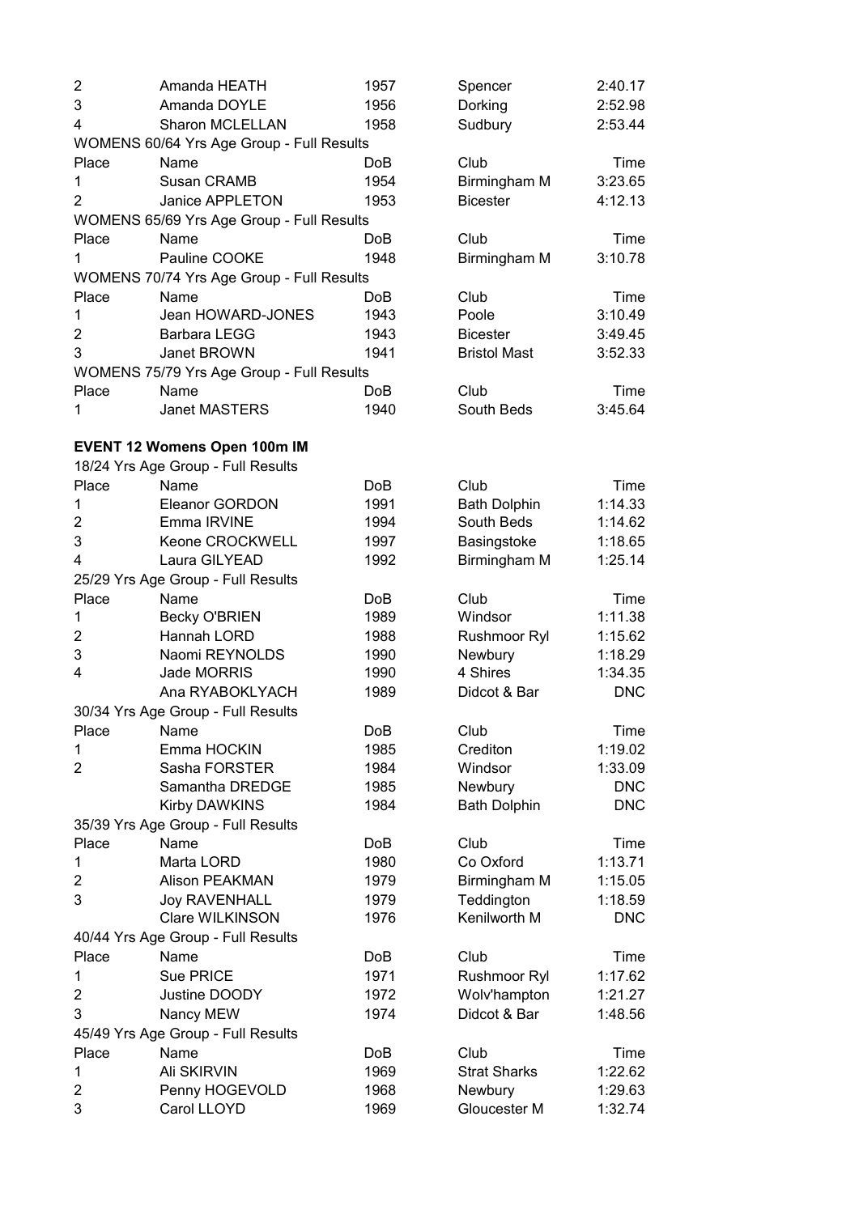| | | | | |
|---|---|---|---|---|
| 2 | Amanda HEATH | 1957 | Spencer | 2:40.17 |
| 3 | Amanda DOYLE | 1956 | Dorking | 2:52.98 |
| 4 | Sharon MCLELLAN | 1958 | Sudbury | 2:53.44 |

WOMENS 60/64 Yrs Age Group - Full Results

| Place | Name | DoB | Club | Time |
|---|---|---|---|---|
| 1 | Susan CRAMB | 1954 | Birmingham M | 3:23.65 |
| 2 | Janice APPLETON | 1953 | Bicester | 4:12.13 |

WOMENS 65/69 Yrs Age Group - Full Results

| Place | Name | DoB | Club | Time |
|---|---|---|---|---|
| 1 | Pauline COOKE | 1948 | Birmingham M | 3:10.78 |

WOMENS 70/74 Yrs Age Group - Full Results

| Place | Name | DoB | Club | Time |
|---|---|---|---|---|
| 1 | Jean HOWARD-JONES | 1943 | Poole | 3:10.49 |
| 2 | Barbara LEGG | 1943 | Bicester | 3:49.45 |
| 3 | Janet BROWN | 1941 | Bristol Mast | 3:52.33 |

WOMENS 75/79 Yrs Age Group - Full Results

| Place | Name | DoB | Club | Time |
|---|---|---|---|---|
| 1 | Janet MASTERS | 1940 | South Beds | 3:45.64 |

**EVENT 12 Womens Open 100m IM**

18/24 Yrs Age Group - Full Results

| Place | Name | DoB | Club | Time |
|---|---|---|---|---|
| 1 | Eleanor GORDON | 1991 | Bath Dolphin | 1:14.33 |
| 2 | Emma IRVINE | 1994 | South Beds | 1:14.62 |
| 3 | Keone CROCKWELL | 1997 | Basingstoke | 1:18.65 |
| 4 | Laura GILYEAD | 1992 | Birmingham M | 1:25.14 |

25/29 Yrs Age Group - Full Results

| Place | Name | DoB | Club | Time |
|---|---|---|---|---|
| 1 | Becky O'BRIEN | 1989 | Windsor | 1:11.38 |
| 2 | Hannah LORD | 1988 | Rushmoor Ryl | 1:15.62 |
| 3 | Naomi REYNOLDS | 1990 | Newbury | 1:18.29 |
| 4 | Jade MORRIS | 1990 | 4 Shires | 1:34.35 |
| | Ana RYABOKLYACH | 1989 | Didcot & Bar | DNC |

30/34 Yrs Age Group - Full Results

| Place | Name | DoB | Club | Time |
|---|---|---|---|---|
| 1 | Emma HOCKIN | 1985 | Crediton | 1:19.02 |
| 2 | Sasha FORSTER | 1984 | Windsor | 1:33.09 |
| | Samantha DREDGE | 1985 | Newbury | DNC |
| | Kirby DAWKINS | 1984 | Bath Dolphin | DNC |

35/39 Yrs Age Group - Full Results

| Place | Name | DoB | Club | Time |
|---|---|---|---|---|
| 1 | Marta LORD | 1980 | Co Oxford | 1:13.71 |
| 2 | Alison PEAKMAN | 1979 | Birmingham M | 1:15.05 |
| 3 | Joy RAVENHALL | 1979 | Teddington | 1:18.59 |
| | Clare WILKINSON | 1976 | Kenilworth M | DNC |

40/44 Yrs Age Group - Full Results

| Place | Name | DoB | Club | Time |
|---|---|---|---|---|
| 1 | Sue PRICE | 1971 | Rushmoor Ryl | 1:17.62 |
| 2 | Justine DOODY | 1972 | Wolv'hampton | 1:21.27 |
| 3 | Nancy MEW | 1974 | Didcot & Bar | 1:48.56 |

45/49 Yrs Age Group - Full Results

| Place | Name | DoB | Club | Time |
|---|---|---|---|---|
| 1 | Ali SKIRVIN | 1969 | Strat Sharks | 1:22.62 |
| 2 | Penny HOGEVOLD | 1968 | Newbury | 1:29.63 |
| 3 | Carol LLOYD | 1969 | Gloucester M | 1:32.74 |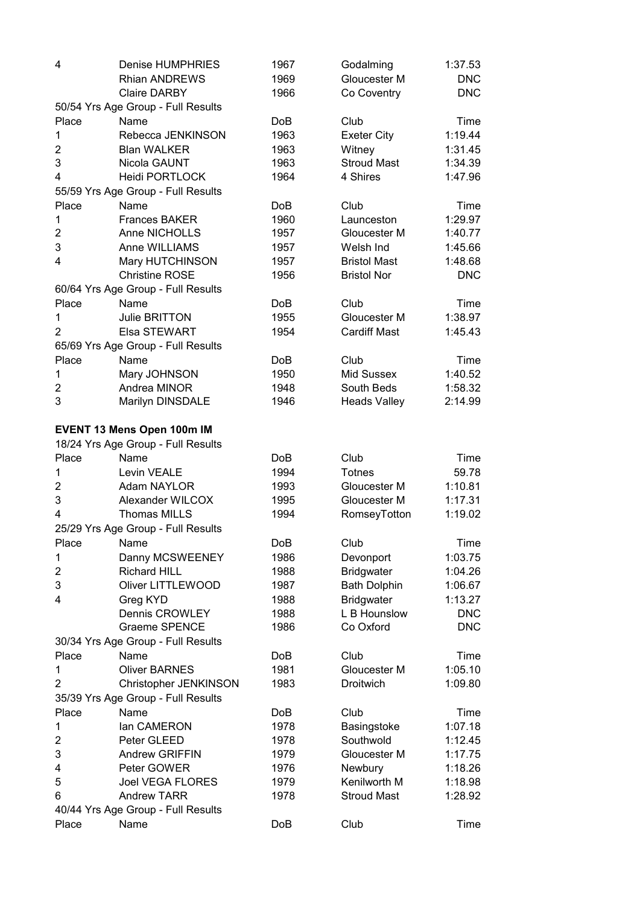| | | | | |
|---|---|---|---|---|
| 4 | Denise HUMPHRIES | 1967 | Godalming | 1:37.53 |
| | Rhian ANDREWS | 1969 | Gloucester M | DNC |
| | Claire DARBY | 1966 | Co Coventry | DNC |

50/54 Yrs Age Group - Full Results

| Place | Name | DoB | Club | Time |
|---|---|---|---|---|
| 1 | Rebecca JENKINSON | 1963 | Exeter City | 1:19.44 |
| 2 | Blan WALKER | 1963 | Witney | 1:31.45 |
| 3 | Nicola GAUNT | 1963 | Stroud Mast | 1:34.39 |
| 4 | Heidi PORTLOCK | 1964 | 4 Shires | 1:47.96 |

55/59 Yrs Age Group - Full Results

| Place | Name | DoB | Club | Time |
|---|---|---|---|---|
| 1 | Frances BAKER | 1960 | Launceston | 1:29.97 |
| 2 | Anne NICHOLLS | 1957 | Gloucester M | 1:40.77 |
| 3 | Anne WILLIAMS | 1957 | Welsh Ind | 1:45.66 |
| 4 | Mary HUTCHINSON | 1957 | Bristol Mast | 1:48.68 |
| | Christine ROSE | 1956 | Bristol Nor | DNC |

60/64 Yrs Age Group - Full Results

| Place | Name | DoB | Club | Time |
|---|---|---|---|---|
| 1 | Julie BRITTON | 1955 | Gloucester M | 1:38.97 |
| 2 | Elsa STEWART | 1954 | Cardiff Mast | 1:45.43 |

65/69 Yrs Age Group - Full Results

| Place | Name | DoB | Club | Time |
|---|---|---|---|---|
| 1 | Mary JOHNSON | 1950 | Mid Sussex | 1:40.52 |
| 2 | Andrea MINOR | 1948 | South Beds | 1:58.32 |
| 3 | Marilyn DINSDALE | 1946 | Heads Valley | 2:14.99 |

## EVENT 13 Mens Open 100m IM

18/24 Yrs Age Group - Full Results

| Place | Name | DoB | Club | Time |
|---|---|---|---|---|
| 1 | Levin VEALE | 1994 | Totnes | 59.78 |
| 2 | Adam NAYLOR | 1993 | Gloucester M | 1:10.81 |
| 3 | Alexander WILCOX | 1995 | Gloucester M | 1:17.31 |
| 4 | Thomas MILLS | 1994 | RomseyTotton | 1:19.02 |

25/29 Yrs Age Group - Full Results

| Place | Name | DoB | Club | Time |
|---|---|---|---|---|
| 1 | Danny MCSWEENEY | 1986 | Devonport | 1:03.75 |
| 2 | Richard HILL | 1988 | Bridgwater | 1:04.26 |
| 3 | Oliver LITTLEWOOD | 1987 | Bath Dolphin | 1:06.67 |
| 4 | Greg KYD | 1988 | Bridgwater | 1:13.27 |
| | Dennis CROWLEY | 1988 | L B Hounslow | DNC |
| | Graeme SPENCE | 1986 | Co Oxford | DNC |

30/34 Yrs Age Group - Full Results

| Place | Name | DoB | Club | Time |
|---|---|---|---|---|
| 1 | Oliver BARNES | 1981 | Gloucester M | 1:05.10 |
| 2 | Christopher JENKINSON | 1983 | Droitwich | 1:09.80 |

35/39 Yrs Age Group - Full Results

| Place | Name | DoB | Club | Time |
|---|---|---|---|---|
| 1 | Ian CAMERON | 1978 | Basingstoke | 1:07.18 |
| 2 | Peter GLEED | 1978 | Southwold | 1:12.45 |
| 3 | Andrew GRIFFIN | 1979 | Gloucester M | 1:17.75 |
| 4 | Peter GOWER | 1976 | Newbury | 1:18.26 |
| 5 | Joel VEGA FLORES | 1979 | Kenilworth M | 1:18.98 |
| 6 | Andrew TARR | 1978 | Stroud Mast | 1:28.92 |

40/44 Yrs Age Group - Full Results

| Place | Name | DoB | Club | Time |
|---|---|---|---|---|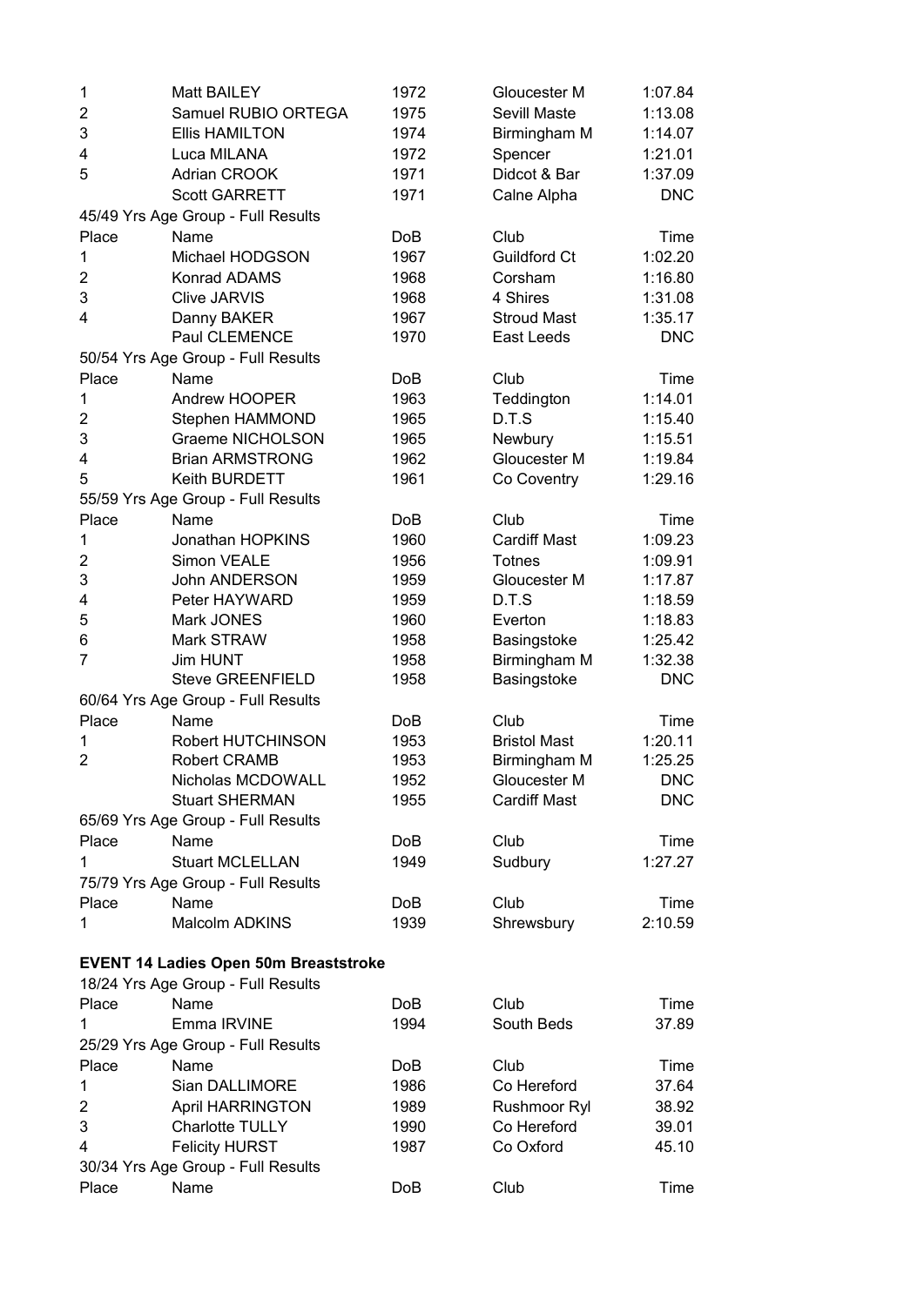| | | | | |
|---|---|---|---|---|
| 1 | Matt BAILEY | 1972 | Gloucester M | 1:07.84 |
| 2 | Samuel RUBIO ORTEGA | 1975 | Sevill Maste | 1:13.08 |
| 3 | Ellis HAMILTON | 1974 | Birmingham M | 1:14.07 |
| 4 | Luca MILANA | 1972 | Spencer | 1:21.01 |
| 5 | Adrian CROOK | 1971 | Didcot & Bar | 1:37.09 |
| | Scott GARRETT | 1971 | Calne Alpha | DNC |

45/49 Yrs Age Group - Full Results

| Place | Name | DoB | Club | Time |
|---|---|---|---|---|
| 1 | Michael HODGSON | 1967 | Guildford Ct | 1:02.20 |
| 2 | Konrad ADAMS | 1968 | Corsham | 1:16.80 |
| 3 | Clive JARVIS | 1968 | 4 Shires | 1:31.08 |
| 4 | Danny BAKER | 1967 | Stroud Mast | 1:35.17 |
| | Paul CLEMENCE | 1970 | East Leeds | DNC |

50/54 Yrs Age Group - Full Results

| Place | Name | DoB | Club | Time |
|---|---|---|---|---|
| 1 | Andrew HOOPER | 1963 | Teddington | 1:14.01 |
| 2 | Stephen HAMMOND | 1965 | D.T.S | 1:15.40 |
| 3 | Graeme NICHOLSON | 1965 | Newbury | 1:15.51 |
| 4 | Brian ARMSTRONG | 1962 | Gloucester M | 1:19.84 |
| 5 | Keith BURDETT | 1961 | Co Coventry | 1:29.16 |

55/59 Yrs Age Group - Full Results

| Place | Name | DoB | Club | Time |
|---|---|---|---|---|
| 1 | Jonathan HOPKINS | 1960 | Cardiff Mast | 1:09.23 |
| 2 | Simon VEALE | 1956 | Totnes | 1:09.91 |
| 3 | John ANDERSON | 1959 | Gloucester M | 1:17.87 |
| 4 | Peter HAYWARD | 1959 | D.T.S | 1:18.59 |
| 5 | Mark JONES | 1960 | Everton | 1:18.83 |
| 6 | Mark STRAW | 1958 | Basingstoke | 1:25.42 |
| 7 | Jim HUNT | 1958 | Birmingham M | 1:32.38 |
| | Steve GREENFIELD | 1958 | Basingstoke | DNC |

60/64 Yrs Age Group - Full Results

| Place | Name | DoB | Club | Time |
|---|---|---|---|---|
| 1 | Robert HUTCHINSON | 1953 | Bristol Mast | 1:20.11 |
| 2 | Robert CRAMB | 1953 | Birmingham M | 1:25.25 |
| | Nicholas MCDOWALL | 1952 | Gloucester M | DNC |
| | Stuart SHERMAN | 1955 | Cardiff Mast | DNC |

65/69 Yrs Age Group - Full Results

| Place | Name | DoB | Club | Time |
|---|---|---|---|---|
| 1 | Stuart MCLELLAN | 1949 | Sudbury | 1:27.27 |

75/79 Yrs Age Group - Full Results

| Place | Name | DoB | Club | Time |
|---|---|---|---|---|
| 1 | Malcolm ADKINS | 1939 | Shrewsbury | 2:10.59 |

**EVENT 14 Ladies Open 50m Breaststroke**

18/24 Yrs Age Group - Full Results

| Place | Name | DoB | Club | Time |
|---|---|---|---|---|
| 1 | Emma IRVINE | 1994 | South Beds | 37.89 |

25/29 Yrs Age Group - Full Results

| Place | Name | DoB | Club | Time |
|---|---|---|---|---|
| 1 | Sian DALLIMORE | 1986 | Co Hereford | 37.64 |
| 2 | April HARRINGTON | 1989 | Rushmoor Ryl | 38.92 |
| 3 | Charlotte TULLY | 1990 | Co Hereford | 39.01 |
| 4 | Felicity HURST | 1987 | Co Oxford | 45.10 |

30/34 Yrs Age Group - Full Results

| Place | Name | DoB | Club | Time |
|---|---|---|---|---|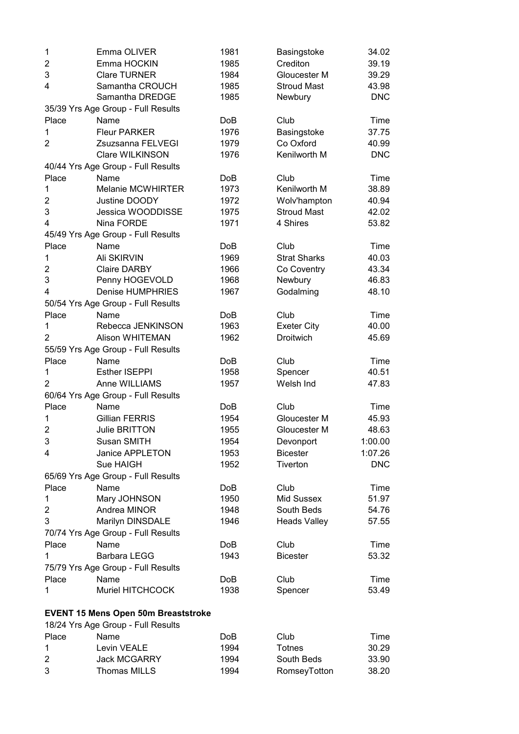| Place | Name | DoB | Club | Time |
|---|---|---|---|---|
| 1 | Emma OLIVER | 1981 | Basingstoke | 34.02 |
| 2 | Emma HOCKIN | 1985 | Crediton | 39.19 |
| 3 | Clare TURNER | 1984 | Gloucester M | 39.29 |
| 4 | Samantha CROUCH | 1985 | Stroud Mast | 43.98 |
| | Samantha DREDGE | 1985 | Newbury | DNC |

35/39 Yrs Age Group - Full Results

| Place | Name | DoB | Club | Time |
|---|---|---|---|---|
| 1 | Fleur PARKER | 1976 | Basingstoke | 37.75 |
| 2 | Zsuzsanna FELVEGI | 1979 | Co Oxford | 40.99 |
| | Clare WILKINSON | 1976 | Kenilworth M | DNC |

40/44 Yrs Age Group - Full Results

| Place | Name | DoB | Club | Time |
|---|---|---|---|---|
| 1 | Melanie MCWHIRTER | 1973 | Kenilworth M | 38.89 |
| 2 | Justine DOODY | 1972 | Wolv'hampton | 40.94 |
| 3 | Jessica WOODDISSE | 1975 | Stroud Mast | 42.02 |
| 4 | Nina FORDE | 1971 | 4 Shires | 53.82 |

45/49 Yrs Age Group - Full Results

| Place | Name | DoB | Club | Time |
|---|---|---|---|---|
| 1 | Ali SKIRVIN | 1969 | Strat Sharks | 40.03 |
| 2 | Claire DARBY | 1966 | Co Coventry | 43.34 |
| 3 | Penny HOGEVOLD | 1968 | Newbury | 46.83 |
| 4 | Denise HUMPHRIES | 1967 | Godalming | 48.10 |

50/54 Yrs Age Group - Full Results

| Place | Name | DoB | Club | Time |
|---|---|---|---|---|
| 1 | Rebecca JENKINSON | 1963 | Exeter City | 40.00 |
| 2 | Alison WHITEMAN | 1962 | Droitwich | 45.69 |

55/59 Yrs Age Group - Full Results

| Place | Name | DoB | Club | Time |
|---|---|---|---|---|
| 1 | Esther ISEPPI | 1958 | Spencer | 40.51 |
| 2 | Anne WILLIAMS | 1957 | Welsh Ind | 47.83 |

60/64 Yrs Age Group - Full Results

| Place | Name | DoB | Club | Time |
|---|---|---|---|---|
| 1 | Gillian FERRIS | 1954 | Gloucester M | 45.93 |
| 2 | Julie BRITTON | 1955 | Gloucester M | 48.63 |
| 3 | Susan SMITH | 1954 | Devonport | 1:00.00 |
| 4 | Janice APPLETON | 1953 | Bicester | 1:07.26 |
| | Sue HAIGH | 1952 | Tiverton | DNC |

65/69 Yrs Age Group - Full Results

| Place | Name | DoB | Club | Time |
|---|---|---|---|---|
| 1 | Mary JOHNSON | 1950 | Mid Sussex | 51.97 |
| 2 | Andrea MINOR | 1948 | South Beds | 54.76 |
| 3 | Marilyn DINSDALE | 1946 | Heads Valley | 57.55 |

70/74 Yrs Age Group - Full Results

| Place | Name | DoB | Club | Time |
|---|---|---|---|---|
| 1 | Barbara LEGG | 1943 | Bicester | 53.32 |

75/79 Yrs Age Group - Full Results

| Place | Name | DoB | Club | Time |
|---|---|---|---|---|
| 1 | Muriel HITCHCOCK | 1938 | Spencer | 53.49 |

**EVENT 15 Mens Open 50m Breaststroke**

18/24 Yrs Age Group - Full Results

| Place | Name | DoB | Club | Time |
|---|---|---|---|---|
| 1 | Levin VEALE | 1994 | Totnes | 30.29 |
| 2 | Jack MCGARRY | 1994 | South Beds | 33.90 |
| 3 | Thomas MILLS | 1994 | RomseyTotton | 38.20 |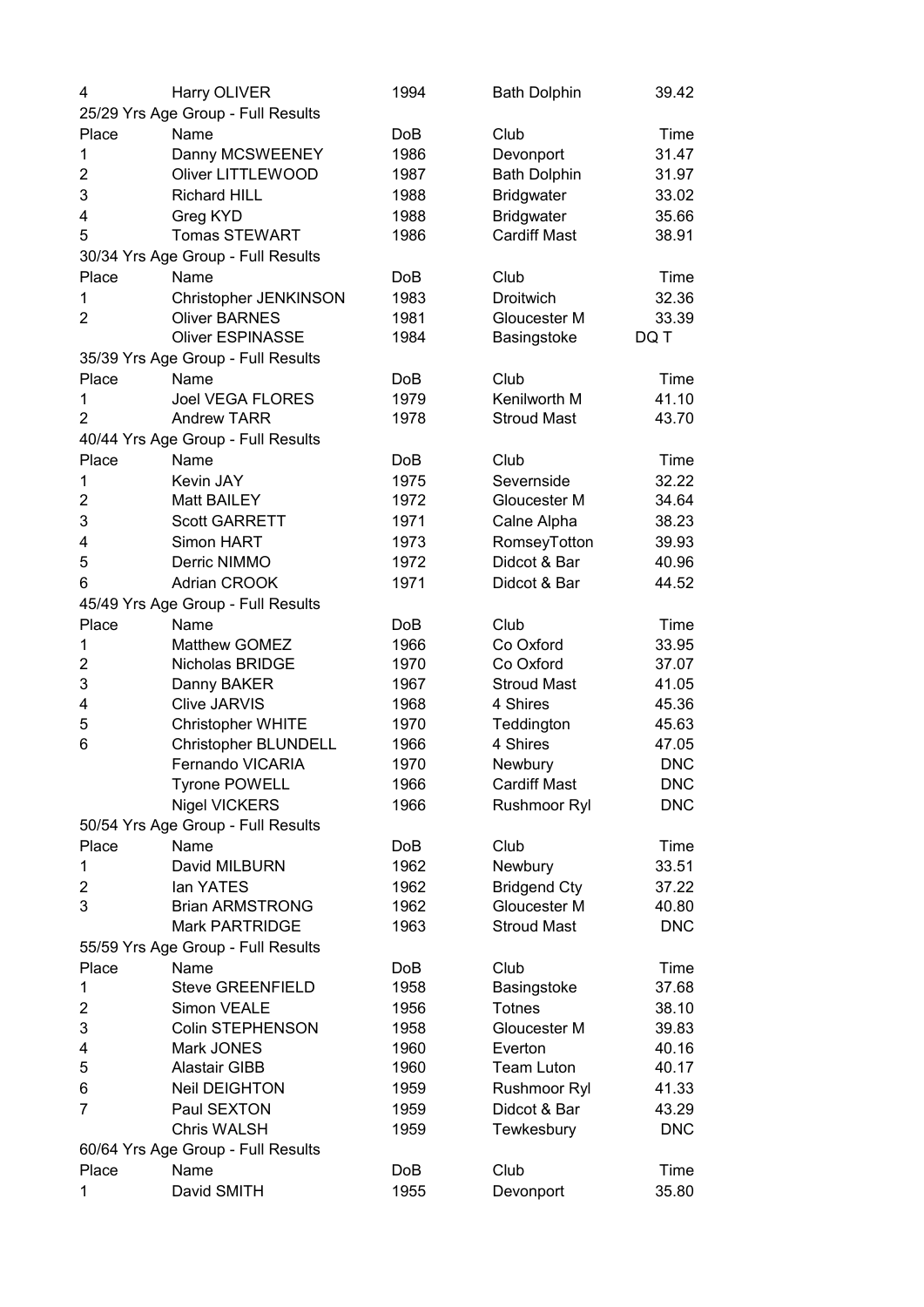| | | | | |
|---|---|---|---|---|
| 4 | Harry OLIVER | 1994 | Bath Dolphin | 39.42 |

25/29 Yrs Age Group - Full Results

| Place | Name | DoB | Club | Time |
|---|---|---|---|---|
| 1 | Danny MCSWEENEY | 1986 | Devonport | 31.47 |
| 2 | Oliver LITTLEWOOD | 1987 | Bath Dolphin | 31.97 |
| 3 | Richard HILL | 1988 | Bridgwater | 33.02 |
| 4 | Greg KYD | 1988 | Bridgwater | 35.66 |
| 5 | Tomas STEWART | 1986 | Cardiff Mast | 38.91 |

30/34 Yrs Age Group - Full Results

| Place | Name | DoB | Club | Time |
|---|---|---|---|---|
| 1 | Christopher JENKINSON | 1983 | Droitwich | 32.36 |
| 2 | Oliver BARNES | 1981 | Gloucester M | 33.39 |
| | Oliver ESPINASSE | 1984 | Basingstoke | DQ T |

35/39 Yrs Age Group - Full Results

| Place | Name | DoB | Club | Time |
|---|---|---|---|---|
| 1 | Joel VEGA FLORES | 1979 | Kenilworth M | 41.10 |
| 2 | Andrew TARR | 1978 | Stroud Mast | 43.70 |

40/44 Yrs Age Group - Full Results

| Place | Name | DoB | Club | Time |
|---|---|---|---|---|
| 1 | Kevin JAY | 1975 | Severnside | 32.22 |
| 2 | Matt BAILEY | 1972 | Gloucester M | 34.64 |
| 3 | Scott GARRETT | 1971 | Calne Alpha | 38.23 |
| 4 | Simon HART | 1973 | RomseyTotton | 39.93 |
| 5 | Derric NIMMO | 1972 | Didcot & Bar | 40.96 |
| 6 | Adrian CROOK | 1971 | Didcot & Bar | 44.52 |

45/49 Yrs Age Group - Full Results

| Place | Name | DoB | Club | Time |
|---|---|---|---|---|
| 1 | Matthew GOMEZ | 1966 | Co Oxford | 33.95 |
| 2 | Nicholas BRIDGE | 1970 | Co Oxford | 37.07 |
| 3 | Danny BAKER | 1967 | Stroud Mast | 41.05 |
| 4 | Clive JARVIS | 1968 | 4 Shires | 45.36 |
| 5 | Christopher WHITE | 1970 | Teddington | 45.63 |
| 6 | Christopher BLUNDELL | 1966 | 4 Shires | 47.05 |
| | Fernando VICARIA | 1970 | Newbury | DNC |
| | Tyrone POWELL | 1966 | Cardiff Mast | DNC |
| | Nigel VICKERS | 1966 | Rushmoor Ryl | DNC |

50/54 Yrs Age Group - Full Results

| Place | Name | DoB | Club | Time |
|---|---|---|---|---|
| 1 | David MILBURN | 1962 | Newbury | 33.51 |
| 2 | Ian YATES | 1962 | Bridgend Cty | 37.22 |
| 3 | Brian ARMSTRONG | 1962 | Gloucester M | 40.80 |
| | Mark PARTRIDGE | 1963 | Stroud Mast | DNC |

55/59 Yrs Age Group - Full Results

| Place | Name | DoB | Club | Time |
|---|---|---|---|---|
| 1 | Steve GREENFIELD | 1958 | Basingstoke | 37.68 |
| 2 | Simon VEALE | 1956 | Totnes | 38.10 |
| 3 | Colin STEPHENSON | 1958 | Gloucester M | 39.83 |
| 4 | Mark JONES | 1960 | Everton | 40.16 |
| 5 | Alastair GIBB | 1960 | Team Luton | 40.17 |
| 6 | Neil DEIGHTON | 1959 | Rushmoor Ryl | 41.33 |
| 7 | Paul SEXTON | 1959 | Didcot & Bar | 43.29 |
| | Chris WALSH | 1959 | Tewkesbury | DNC |

60/64 Yrs Age Group - Full Results

| Place | Name | DoB | Club | Time |
|---|---|---|---|---|
| 1 | David SMITH | 1955 | Devonport | 35.80 |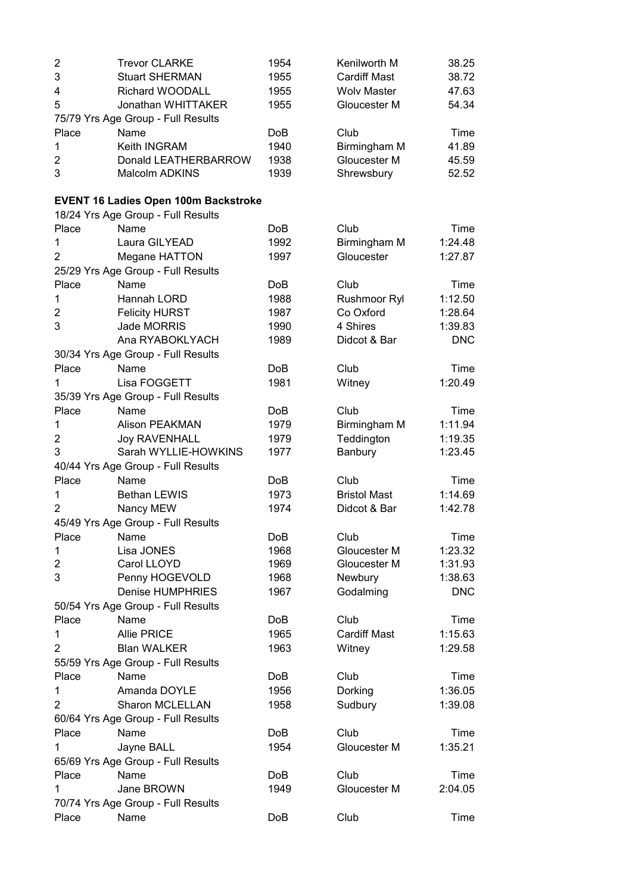| Place | Name | DoB | Club | Time |
|---|---|---|---|---|
| 2 | Trevor CLARKE | 1954 | Kenilworth M | 38.25 |
| 3 | Stuart SHERMAN | 1955 | Cardiff Mast | 38.72 |
| 4 | Richard WOODALL | 1955 | Wolv Master | 47.63 |
| 5 | Jonathan WHITTAKER | 1955 | Gloucester M | 54.34 |

75/79 Yrs Age Group - Full Results

| Place | Name | DoB | Club | Time |
|---|---|---|---|---|
| 1 | Keith INGRAM | 1940 | Birmingham M | 41.89 |
| 2 | Donald LEATHERBARROW | 1938 | Gloucester M | 45.59 |
| 3 | Malcolm ADKINS | 1939 | Shrewsbury | 52.52 |

**EVENT 16 Ladies Open 100m Backstroke**

18/24 Yrs Age Group - Full Results

| Place | Name | DoB | Club | Time |
|---|---|---|---|---|
| 1 | Laura GILYEAD | 1992 | Birmingham M | 1:24.48 |
| 2 | Megane HATTON | 1997 | Gloucester | 1:27.87 |

25/29 Yrs Age Group - Full Results

| Place | Name | DoB | Club | Time |
|---|---|---|---|---|
| 1 | Hannah LORD | 1988 | Rushmoor Ryl | 1:12.50 |
| 2 | Felicity HURST | 1987 | Co Oxford | 1:28.64 |
| 3 | Jade MORRIS | 1990 | 4 Shires | 1:39.83 |
| | Ana RYABOKLYACH | 1989 | Didcot & Bar | DNC |

30/34 Yrs Age Group - Full Results

| Place | Name | DoB | Club | Time |
|---|---|---|---|---|
| 1 | Lisa FOGGETT | 1981 | Witney | 1:20.49 |

35/39 Yrs Age Group - Full Results

| Place | Name | DoB | Club | Time |
|---|---|---|---|---|
| 1 | Alison PEAKMAN | 1979 | Birmingham M | 1:11.94 |
| 2 | Joy RAVENHALL | 1979 | Teddington | 1:19.35 |
| 3 | Sarah WYLLIE-HOWKINS | 1977 | Banbury | 1:23.45 |

40/44 Yrs Age Group - Full Results

| Place | Name | DoB | Club | Time |
|---|---|---|---|---|
| 1 | Bethan LEWIS | 1973 | Bristol Mast | 1:14.69 |
| 2 | Nancy MEW | 1974 | Didcot & Bar | 1:42.78 |

45/49 Yrs Age Group - Full Results

| Place | Name | DoB | Club | Time |
|---|---|---|---|---|
| 1 | Lisa JONES | 1968 | Gloucester M | 1:23.32 |
| 2 | Carol LLOYD | 1969 | Gloucester M | 1:31.93 |
| 3 | Penny HOGEVOLD | 1968 | Newbury | 1:38.63 |
| | Denise HUMPHRIES | 1967 | Godalming | DNC |

50/54 Yrs Age Group - Full Results

| Place | Name | DoB | Club | Time |
|---|---|---|---|---|
| 1 | Allie PRICE | 1965 | Cardiff Mast | 1:15.63 |
| 2 | Blan WALKER | 1963 | Witney | 1:29.58 |

55/59 Yrs Age Group - Full Results

| Place | Name | DoB | Club | Time |
|---|---|---|---|---|
| 1 | Amanda DOYLE | 1956 | Dorking | 1:36.05 |
| 2 | Sharon MCLELLAN | 1958 | Sudbury | 1:39.08 |

60/64 Yrs Age Group - Full Results

| Place | Name | DoB | Club | Time |
|---|---|---|---|---|
| 1 | Jayne BALL | 1954 | Gloucester M | 1:35.21 |

65/69 Yrs Age Group - Full Results

| Place | Name | DoB | Club | Time |
|---|---|---|---|---|
| 1 | Jane BROWN | 1949 | Gloucester M | 2:04.05 |

70/74 Yrs Age Group - Full Results

| Place | Name | DoB | Club | Time |
|---|---|---|---|---|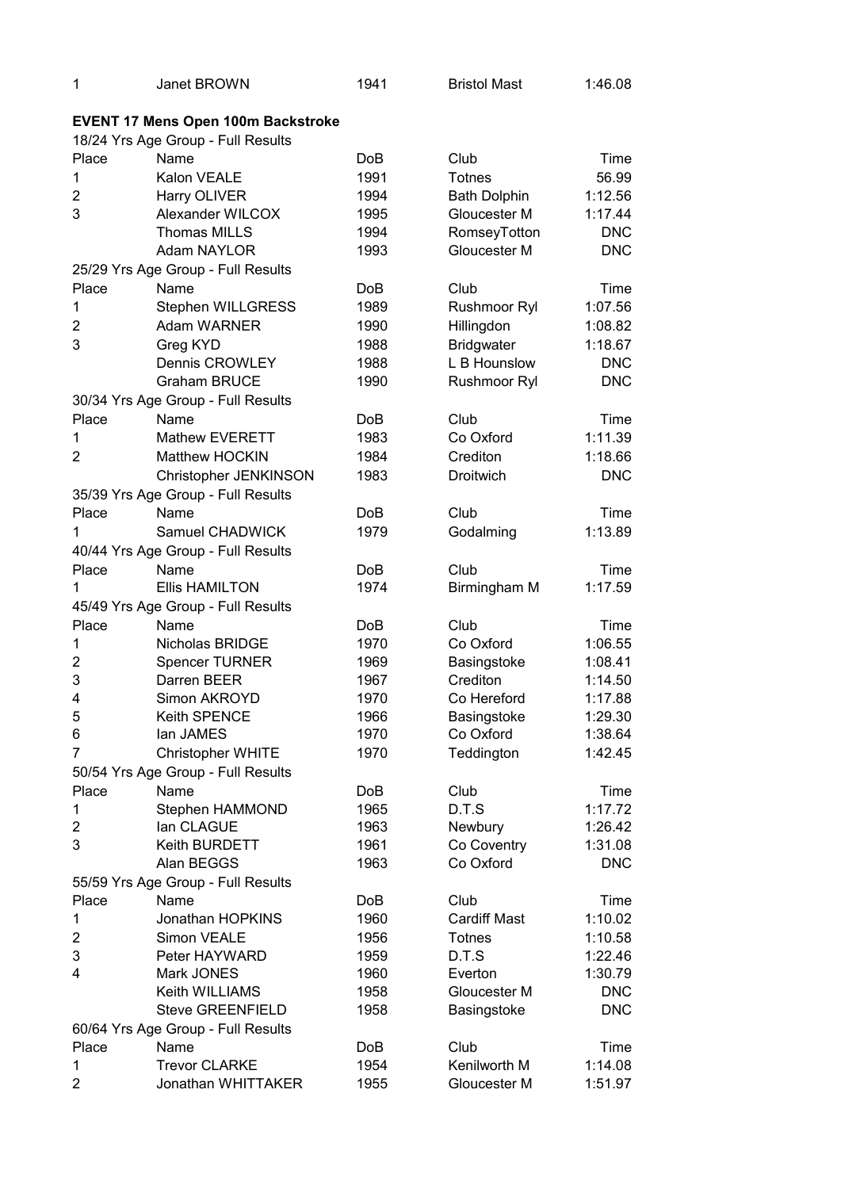| | | | | |
|---|---|---|---|---|
| 1 | Janet BROWN | 1941 | Bristol Mast | 1:46.08 |

**EVENT 17 Mens Open 100m Backstroke**

18/24 Yrs Age Group - Full Results

| Place | Name | DoB | Club | Time |
|---|---|---|---|---|
| 1 | Kalon VEALE | 1991 | Totnes | 56.99 |
| 2 | Harry OLIVER | 1994 | Bath Dolphin | 1:12.56 |
| 3 | Alexander WILCOX | 1995 | Gloucester M | 1:17.44 |
| | Thomas MILLS | 1994 | RomseyTotton | DNC |
| | Adam NAYLOR | 1993 | Gloucester M | DNC |

25/29 Yrs Age Group - Full Results

| Place | Name | DoB | Club | Time |
|---|---|---|---|---|
| 1 | Stephen WILLGRESS | 1989 | Rushmoor Ryl | 1:07.56 |
| 2 | Adam WARNER | 1990 | Hillingdon | 1:08.82 |
| 3 | Greg KYD | 1988 | Bridgwater | 1:18.67 |
| | Dennis CROWLEY | 1988 | L B Hounslow | DNC |
| | Graham BRUCE | 1990 | Rushmoor Ryl | DNC |

30/34 Yrs Age Group - Full Results

| Place | Name | DoB | Club | Time |
|---|---|---|---|---|
| 1 | Mathew EVERETT | 1983 | Co Oxford | 1:11.39 |
| 2 | Matthew HOCKIN | 1984 | Crediton | 1:18.66 |
| | Christopher JENKINSON | 1983 | Droitwich | DNC |

35/39 Yrs Age Group - Full Results

| Place | Name | DoB | Club | Time |
|---|---|---|---|---|
| 1 | Samuel CHADWICK | 1979 | Godalming | 1:13.89 |

40/44 Yrs Age Group - Full Results

| Place | Name | DoB | Club | Time |
|---|---|---|---|---|
| 1 | Ellis HAMILTON | 1974 | Birmingham M | 1:17.59 |

45/49 Yrs Age Group - Full Results

| Place | Name | DoB | Club | Time |
|---|---|---|---|---|
| 1 | Nicholas BRIDGE | 1970 | Co Oxford | 1:06.55 |
| 2 | Spencer TURNER | 1969 | Basingstoke | 1:08.41 |
| 3 | Darren BEER | 1967 | Crediton | 1:14.50 |
| 4 | Simon AKROYD | 1970 | Co Hereford | 1:17.88 |
| 5 | Keith SPENCE | 1966 | Basingstoke | 1:29.30 |
| 6 | Ian JAMES | 1970 | Co Oxford | 1:38.64 |
| 7 | Christopher WHITE | 1970 | Teddington | 1:42.45 |

50/54 Yrs Age Group - Full Results

| Place | Name | DoB | Club | Time |
|---|---|---|---|---|
| 1 | Stephen HAMMOND | 1965 | D.T.S | 1:17.72 |
| 2 | Ian CLAGUE | 1963 | Newbury | 1:26.42 |
| 3 | Keith BURDETT | 1961 | Co Coventry | 1:31.08 |
| | Alan BEGGS | 1963 | Co Oxford | DNC |

55/59 Yrs Age Group - Full Results

| Place | Name | DoB | Club | Time |
|---|---|---|---|---|
| 1 | Jonathan HOPKINS | 1960 | Cardiff Mast | 1:10.02 |
| 2 | Simon VEALE | 1956 | Totnes | 1:10.58 |
| 3 | Peter HAYWARD | 1959 | D.T.S | 1:22.46 |
| 4 | Mark JONES | 1960 | Everton | 1:30.79 |
| | Keith WILLIAMS | 1958 | Gloucester M | DNC |
| | Steve GREENFIELD | 1958 | Basingstoke | DNC |

60/64 Yrs Age Group - Full Results

| Place | Name | DoB | Club | Time |
|---|---|---|---|---|
| 1 | Trevor CLARKE | 1954 | Kenilworth M | 1:14.08 |
| 2 | Jonathan WHITTAKER | 1955 | Gloucester M | 1:51.97 |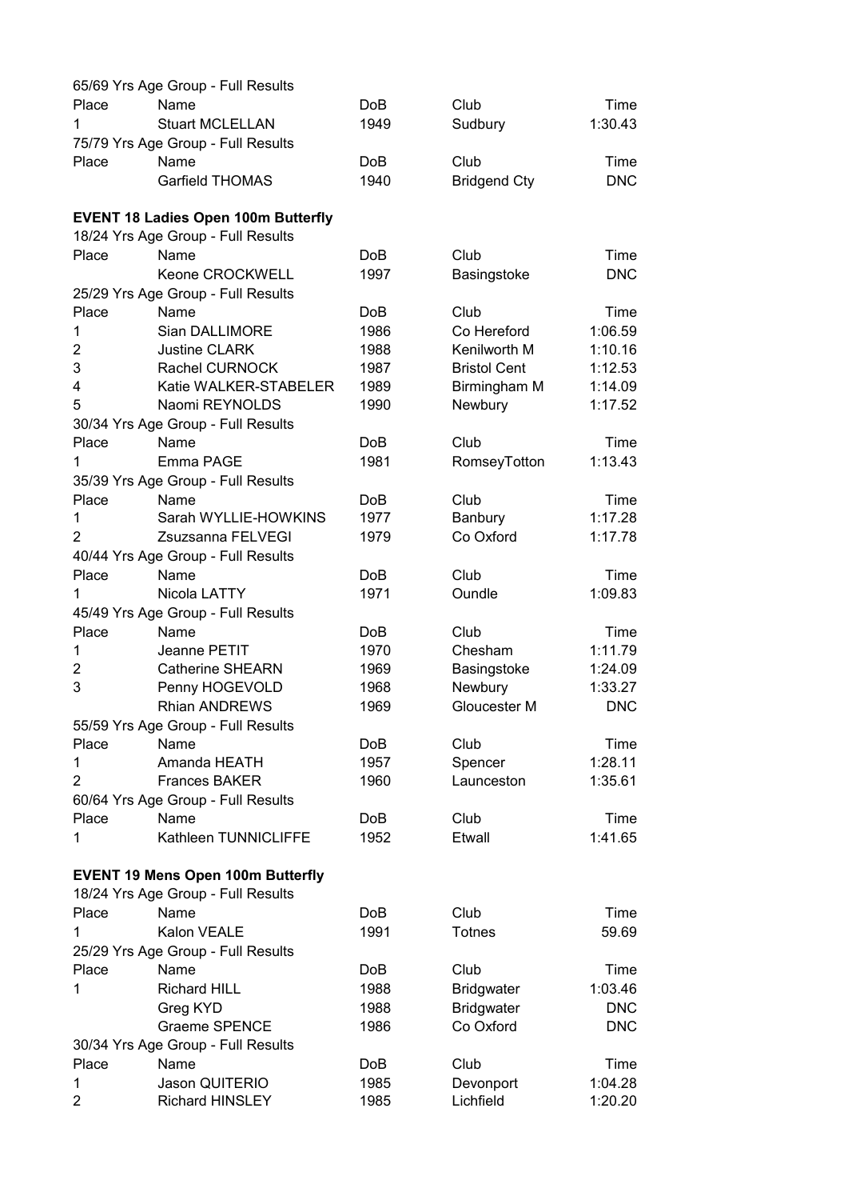65/69 Yrs Age Group - Full Results

| Place | Name | DoB | Club | Time |
|---|---|---|---|---|
| 1 | Stuart MCLELLAN | 1949 | Sudbury | 1:30.43 |

75/79 Yrs Age Group - Full Results

| Place | Name | DoB | Club | Time |
|---|---|---|---|---|
| | Garfield THOMAS | 1940 | Bridgend Cty | DNC |

**EVENT 18 Ladies Open 100m Butterfly**

18/24 Yrs Age Group - Full Results

| Place | Name | DoB | Club | Time |
|---|---|---|---|---|
| | Keone CROCKWELL | 1997 | Basingstoke | DNC |

25/29 Yrs Age Group - Full Results

| Place | Name | DoB | Club | Time |
|---|---|---|---|---|
| 1 | Sian DALLIMORE | 1986 | Co Hereford | 1:06.59 |
| 2 | Justine CLARK | 1988 | Kenilworth M | 1:10.16 |
| 3 | Rachel CURNOCK | 1987 | Bristol Cent | 1:12.53 |
| 4 | Katie WALKER-STABELER | 1989 | Birmingham M | 1:14.09 |
| 5 | Naomi REYNOLDS | 1990 | Newbury | 1:17.52 |

30/34 Yrs Age Group - Full Results

| Place | Name | DoB | Club | Time |
|---|---|---|---|---|
| 1 | Emma PAGE | 1981 | RomseyTotton | 1:13.43 |

35/39 Yrs Age Group - Full Results

| Place | Name | DoB | Club | Time |
|---|---|---|---|---|
| 1 | Sarah WYLLIE-HOWKINS | 1977 | Banbury | 1:17.28 |
| 2 | Zsuzsanna FELVEGI | 1979 | Co Oxford | 1:17.78 |

40/44 Yrs Age Group - Full Results

| Place | Name | DoB | Club | Time |
|---|---|---|---|---|
| 1 | Nicola LATTY | 1971 | Oundle | 1:09.83 |

45/49 Yrs Age Group - Full Results

| Place | Name | DoB | Club | Time |
|---|---|---|---|---|
| 1 | Jeanne PETIT | 1970 | Chesham | 1:11.79 |
| 2 | Catherine SHEARN | 1969 | Basingstoke | 1:24.09 |
| 3 | Penny HOGEVOLD | 1968 | Newbury | 1:33.27 |
| | Rhian ANDREWS | 1969 | Gloucester M | DNC |

55/59 Yrs Age Group - Full Results

| Place | Name | DoB | Club | Time |
|---|---|---|---|---|
| 1 | Amanda HEATH | 1957 | Spencer | 1:28.11 |
| 2 | Frances BAKER | 1960 | Launceston | 1:35.61 |

60/64 Yrs Age Group - Full Results

| Place | Name | DoB | Club | Time |
|---|---|---|---|---|
| 1 | Kathleen TUNNICLIFFE | 1952 | Etwall | 1:41.65 |

**EVENT 19 Mens Open 100m Butterfly**

18/24 Yrs Age Group - Full Results

| Place | Name | DoB | Club | Time |
|---|---|---|---|---|
| 1 | Kalon VEALE | 1991 | Totnes | 59.69 |

25/29 Yrs Age Group - Full Results

| Place | Name | DoB | Club | Time |
|---|---|---|---|---|
| 1 | Richard HILL | 1988 | Bridgwater | 1:03.46 |
| | Greg KYD | 1988 | Bridgwater | DNC |
| | Graeme SPENCE | 1986 | Co Oxford | DNC |

30/34 Yrs Age Group - Full Results

| Place | Name | DoB | Club | Time |
|---|---|---|---|---|
| 1 | Jason QUITERIO | 1985 | Devonport | 1:04.28 |
| 2 | Richard HINSLEY | 1985 | Lichfield | 1:20.20 |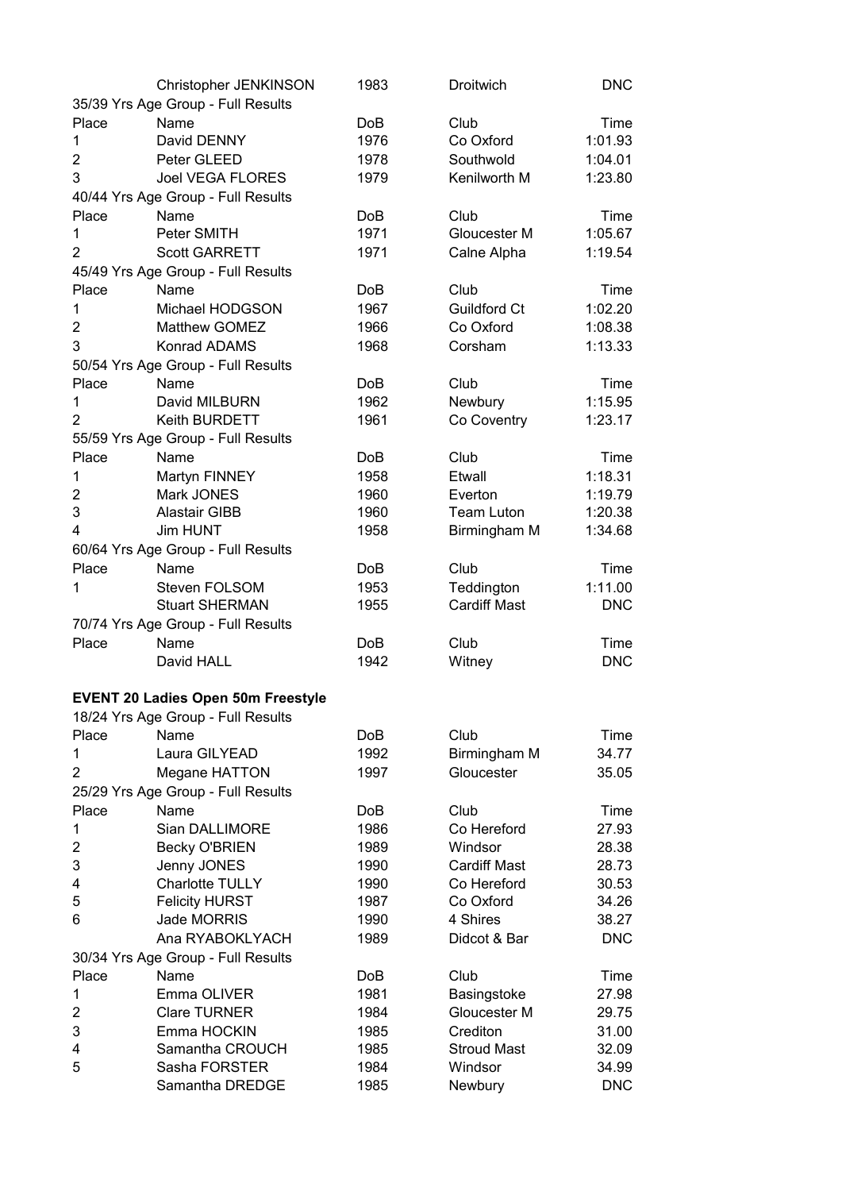| | | | | |
|---|---|---|---|---|
| | Christopher JENKINSON | 1983 | Droitwich | DNC |

35/39 Yrs Age Group - Full Results

| Place | Name | DoB | Club | Time |
|---|---|---|---|---|
| 1 | David DENNY | 1976 | Co Oxford | 1:01.93 |
| 2 | Peter GLEED | 1978 | Southwold | 1:04.01 |
| 3 | Joel VEGA FLORES | 1979 | Kenilworth M | 1:23.80 |

40/44 Yrs Age Group - Full Results

| Place | Name | DoB | Club | Time |
|---|---|---|---|---|
| 1 | Peter SMITH | 1971 | Gloucester M | 1:05.67 |
| 2 | Scott GARRETT | 1971 | Calne Alpha | 1:19.54 |

45/49 Yrs Age Group - Full Results

| Place | Name | DoB | Club | Time |
|---|---|---|---|---|
| 1 | Michael HODGSON | 1967 | Guildford Ct | 1:02.20 |
| 2 | Matthew GOMEZ | 1966 | Co Oxford | 1:08.38 |
| 3 | Konrad ADAMS | 1968 | Corsham | 1:13.33 |

50/54 Yrs Age Group - Full Results

| Place | Name | DoB | Club | Time |
|---|---|---|---|---|
| 1 | David MILBURN | 1962 | Newbury | 1:15.95 |
| 2 | Keith BURDETT | 1961 | Co Coventry | 1:23.17 |

55/59 Yrs Age Group - Full Results

| Place | Name | DoB | Club | Time |
|---|---|---|---|---|
| 1 | Martyn FINNEY | 1958 | Etwall | 1:18.31 |
| 2 | Mark JONES | 1960 | Everton | 1:19.79 |
| 3 | Alastair GIBB | 1960 | Team Luton | 1:20.38 |
| 4 | Jim HUNT | 1958 | Birmingham M | 1:34.68 |

60/64 Yrs Age Group - Full Results

| Place | Name | DoB | Club | Time |
|---|---|---|---|---|
| 1 | Steven FOLSOM | 1953 | Teddington | 1:11.00 |
| | Stuart SHERMAN | 1955 | Cardiff Mast | DNC |

70/74 Yrs Age Group - Full Results

| Place | Name | DoB | Club | Time |
|---|---|---|---|---|
| | David HALL | 1942 | Witney | DNC |

**EVENT 20 Ladies Open 50m Freestyle**

18/24 Yrs Age Group - Full Results

| Place | Name | DoB | Club | Time |
|---|---|---|---|---|
| 1 | Laura GILYEAD | 1992 | Birmingham M | 34.77 |
| 2 | Megane HATTON | 1997 | Gloucester | 35.05 |

25/29 Yrs Age Group - Full Results

| Place | Name | DoB | Club | Time |
|---|---|---|---|---|
| 1 | Sian DALLIMORE | 1986 | Co Hereford | 27.93 |
| 2 | Becky O'BRIEN | 1989 | Windsor | 28.38 |
| 3 | Jenny JONES | 1990 | Cardiff Mast | 28.73 |
| 4 | Charlotte TULLY | 1990 | Co Hereford | 30.53 |
| 5 | Felicity HURST | 1987 | Co Oxford | 34.26 |
| 6 | Jade MORRIS | 1990 | 4 Shires | 38.27 |
| | Ana RYABOKLYACH | 1989 | Didcot & Bar | DNC |

30/34 Yrs Age Group - Full Results

| Place | Name | DoB | Club | Time |
|---|---|---|---|---|
| 1 | Emma OLIVER | 1981 | Basingstoke | 27.98 |
| 2 | Clare TURNER | 1984 | Gloucester M | 29.75 |
| 3 | Emma HOCKIN | 1985 | Crediton | 31.00 |
| 4 | Samantha CROUCH | 1985 | Stroud Mast | 32.09 |
| 5 | Sasha FORSTER | 1984 | Windsor | 34.99 |
| | Samantha DREDGE | 1985 | Newbury | DNC |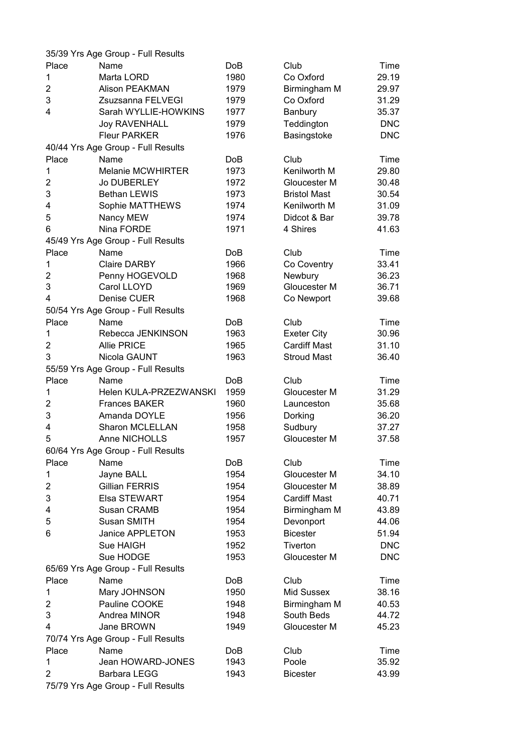35/39 Yrs Age Group - Full Results

| Place | Name | DoB | Club | Time |
|---|---|---|---|---|
| 1 | Marta LORD | 1980 | Co Oxford | 29.19 |
| 2 | Alison PEAKMAN | 1979 | Birmingham M | 29.97 |
| 3 | Zsuzsanna FELVEGI | 1979 | Co Oxford | 31.29 |
| 4 | Sarah WYLLIE-HOWKINS | 1977 | Banbury | 35.37 |
| | Joy RAVENHALL | 1979 | Teddington | DNC |
| | Fleur PARKER | 1976 | Basingstoke | DNC |

40/44 Yrs Age Group - Full Results

| Place | Name | DoB | Club | Time |
|---|---|---|---|---|
| 1 | Melanie MCWHIRTER | 1973 | Kenilworth M | 29.80 |
| 2 | Jo DUBERLEY | 1972 | Gloucester M | 30.48 |
| 3 | Bethan LEWIS | 1973 | Bristol Mast | 30.54 |
| 4 | Sophie MATTHEWS | 1974 | Kenilworth M | 31.09 |
| 5 | Nancy MEW | 1974 | Didcot & Bar | 39.78 |
| 6 | Nina FORDE | 1971 | 4 Shires | 41.63 |

45/49 Yrs Age Group - Full Results

| Place | Name | DoB | Club | Time |
|---|---|---|---|---|
| 1 | Claire DARBY | 1966 | Co Coventry | 33.41 |
| 2 | Penny HOGEVOLD | 1968 | Newbury | 36.23 |
| 3 | Carol LLOYD | 1969 | Gloucester M | 36.71 |
| 4 | Denise CUER | 1968 | Co Newport | 39.68 |

50/54 Yrs Age Group - Full Results

| Place | Name | DoB | Club | Time |
|---|---|---|---|---|
| 1 | Rebecca JENKINSON | 1963 | Exeter City | 30.96 |
| 2 | Allie PRICE | 1965 | Cardiff Mast | 31.10 |
| 3 | Nicola GAUNT | 1963 | Stroud Mast | 36.40 |

55/59 Yrs Age Group - Full Results

| Place | Name | DoB | Club | Time |
|---|---|---|---|---|
| 1 | Helen KULA-PRZEZWANSKI | 1959 | Gloucester M | 31.29 |
| 2 | Frances BAKER | 1960 | Launceston | 35.68 |
| 3 | Amanda DOYLE | 1956 | Dorking | 36.20 |
| 4 | Sharon MCLELLAN | 1958 | Sudbury | 37.27 |
| 5 | Anne NICHOLLS | 1957 | Gloucester M | 37.58 |

60/64 Yrs Age Group - Full Results

| Place | Name | DoB | Club | Time |
|---|---|---|---|---|
| 1 | Jayne BALL | 1954 | Gloucester M | 34.10 |
| 2 | Gillian FERRIS | 1954 | Gloucester M | 38.89 |
| 3 | Elsa STEWART | 1954 | Cardiff Mast | 40.71 |
| 4 | Susan CRAMB | 1954 | Birmingham M | 43.89 |
| 5 | Susan SMITH | 1954 | Devonport | 44.06 |
| 6 | Janice APPLETON | 1953 | Bicester | 51.94 |
| | Sue HAIGH | 1952 | Tiverton | DNC |
| | Sue HODGE | 1953 | Gloucester M | DNC |

65/69 Yrs Age Group - Full Results

| Place | Name | DoB | Club | Time |
|---|---|---|---|---|
| 1 | Mary JOHNSON | 1950 | Mid Sussex | 38.16 |
| 2 | Pauline COOKE | 1948 | Birmingham M | 40.53 |
| 3 | Andrea MINOR | 1948 | South Beds | 44.72 |
| 4 | Jane BROWN | 1949 | Gloucester M | 45.23 |

70/74 Yrs Age Group - Full Results

| Place | Name | DoB | Club | Time |
|---|---|---|---|---|
| 1 | Jean HOWARD-JONES | 1943 | Poole | 35.92 |
| 2 | Barbara LEGG | 1943 | Bicester | 43.99 |

75/79 Yrs Age Group - Full Results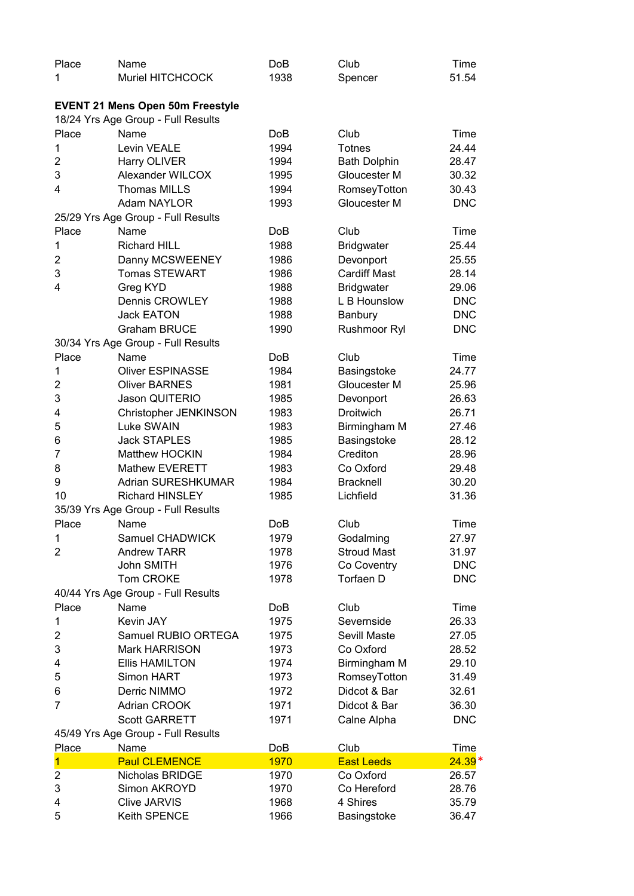| Place | Name | DoB | Club | Time |
| --- | --- | --- | --- | --- |
| 1 | Muriel HITCHCOCK | 1938 | Spencer | 51.54 |

**EVENT 21 Mens Open 50m Freestyle**

18/24 Yrs Age Group - Full Results

| Place | Name | DoB | Club | Time |
| --- | --- | --- | --- | --- |
| 1 | Levin VEALE | 1994 | Totnes | 24.44 |
| 2 | Harry OLIVER | 1994 | Bath Dolphin | 28.47 |
| 3 | Alexander WILCOX | 1995 | Gloucester M | 30.32 |
| 4 | Thomas MILLS | 1994 | RomseyTotton | 30.43 |
| | Adam NAYLOR | 1993 | Gloucester M | DNC |

25/29 Yrs Age Group - Full Results

| Place | Name | DoB | Club | Time |
| --- | --- | --- | --- | --- |
| 1 | Richard HILL | 1988 | Bridgwater | 25.44 |
| 2 | Danny MCSWEENEY | 1986 | Devonport | 25.55 |
| 3 | Tomas STEWART | 1986 | Cardiff Mast | 28.14 |
| 4 | Greg KYD | 1988 | Bridgwater | 29.06 |
| | Dennis CROWLEY | 1988 | L B Hounslow | DNC |
| | Jack EATON | 1988 | Banbury | DNC |
| | Graham BRUCE | 1990 | Rushmoor Ryl | DNC |

30/34 Yrs Age Group - Full Results

| Place | Name | DoB | Club | Time |
| --- | --- | --- | --- | --- |
| 1 | Oliver ESPINASSE | 1984 | Basingstoke | 24.77 |
| 2 | Oliver BARNES | 1981 | Gloucester M | 25.96 |
| 3 | Jason QUITERIO | 1985 | Devonport | 26.63 |
| 4 | Christopher JENKINSON | 1983 | Droitwich | 26.71 |
| 5 | Luke SWAIN | 1983 | Birmingham M | 27.46 |
| 6 | Jack STAPLES | 1985 | Basingstoke | 28.12 |
| 7 | Matthew HOCKIN | 1984 | Crediton | 28.96 |
| 8 | Mathew EVERETT | 1983 | Co Oxford | 29.48 |
| 9 | Adrian SURESHKUMAR | 1984 | Bracknell | 30.20 |
| 10 | Richard HINSLEY | 1985 | Lichfield | 31.36 |

35/39 Yrs Age Group - Full Results

| Place | Name | DoB | Club | Time |
| --- | --- | --- | --- | --- |
| 1 | Samuel CHADWICK | 1979 | Godalming | 27.97 |
| 2 | Andrew TARR | 1978 | Stroud Mast | 31.97 |
| | John SMITH | 1976 | Co Coventry | DNC |
| | Tom CROKE | 1978 | Torfaen D | DNC |

40/44 Yrs Age Group - Full Results

| Place | Name | DoB | Club | Time |
| --- | --- | --- | --- | --- |
| 1 | Kevin JAY | 1975 | Severnside | 26.33 |
| 2 | Samuel RUBIO ORTEGA | 1975 | Sevill Maste | 27.05 |
| 3 | Mark HARRISON | 1973 | Co Oxford | 28.52 |
| 4 | Ellis HAMILTON | 1974 | Birmingham M | 29.10 |
| 5 | Simon HART | 1973 | RomseyTotton | 31.49 |
| 6 | Derric NIMMO | 1972 | Didcot & Bar | 32.61 |
| 7 | Adrian CROOK | 1971 | Didcot & Bar | 36.30 |
| | Scott GARRETT | 1971 | Calne Alpha | DNC |

45/49 Yrs Age Group - Full Results

| Place | Name | DoB | Club | Time |
| --- | --- | --- | --- | --- |
| 1 | Paul CLEMENCE | 1970 | East Leeds | 24.39* |
| 2 | Nicholas BRIDGE | 1970 | Co Oxford | 26.57 |
| 3 | Simon AKROYD | 1970 | Co Hereford | 28.76 |
| 4 | Clive JARVIS | 1968 | 4 Shires | 35.79 |
| 5 | Keith SPENCE | 1966 | Basingstoke | 36.47 |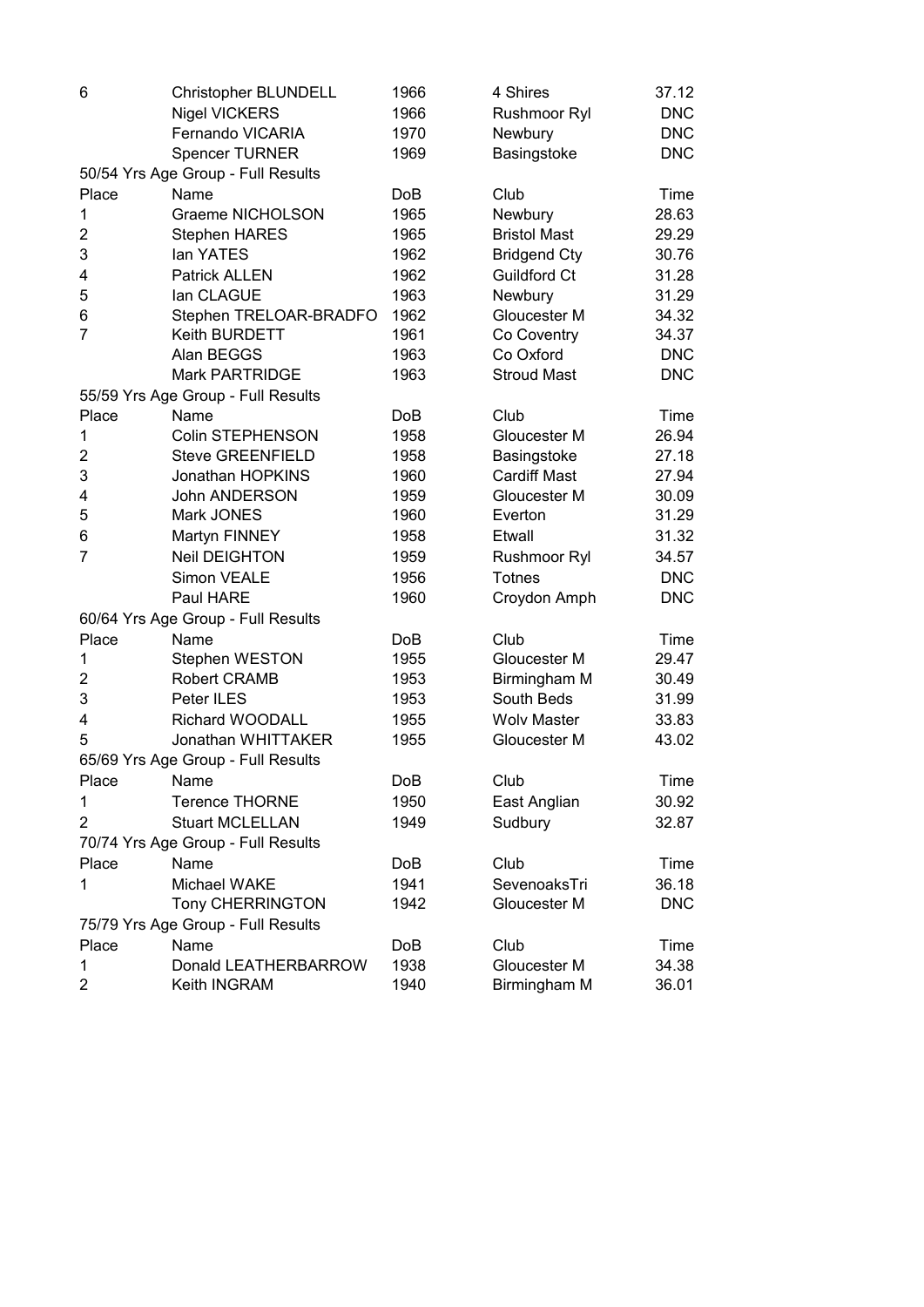| | | | | |
|---|---|---|---|---|
| 6 | Christopher BLUNDELL | 1966 | 4 Shires | 37.12 |
| | Nigel VICKERS | 1966 | Rushmoor Ryl | DNC |
| | Fernando VICARIA | 1970 | Newbury | DNC |
| | Spencer TURNER | 1969 | Basingstoke | DNC |

50/54 Yrs Age Group - Full Results

| Place | Name | DoB | Club | Time |
|---|---|---|---|---|
| 1 | Graeme NICHOLSON | 1965 | Newbury | 28.63 |
| 2 | Stephen HARES | 1965 | Bristol Mast | 29.29 |
| 3 | Ian YATES | 1962 | Bridgend Cty | 30.76 |
| 4 | Patrick ALLEN | 1962 | Guildford Ct | 31.28 |
| 5 | Ian CLAGUE | 1963 | Newbury | 31.29 |
| 6 | Stephen TRELOAR-BRADFO | 1962 | Gloucester M | 34.32 |
| 7 | Keith BURDETT | 1961 | Co Coventry | 34.37 |
| | Alan BEGGS | 1963 | Co Oxford | DNC |
| | Mark PARTRIDGE | 1963 | Stroud Mast | DNC |

55/59 Yrs Age Group - Full Results

| Place | Name | DoB | Club | Time |
|---|---|---|---|---|
| 1 | Colin STEPHENSON | 1958 | Gloucester M | 26.94 |
| 2 | Steve GREENFIELD | 1958 | Basingstoke | 27.18 |
| 3 | Jonathan HOPKINS | 1960 | Cardiff Mast | 27.94 |
| 4 | John ANDERSON | 1959 | Gloucester M | 30.09 |
| 5 | Mark JONES | 1960 | Everton | 31.29 |
| 6 | Martyn FINNEY | 1958 | Etwall | 31.32 |
| 7 | Neil DEIGHTON | 1959 | Rushmoor Ryl | 34.57 |
| | Simon VEALE | 1956 | Totnes | DNC |
| | Paul HARE | 1960 | Croydon Amph | DNC |

60/64 Yrs Age Group - Full Results

| Place | Name | DoB | Club | Time |
|---|---|---|---|---|
| 1 | Stephen WESTON | 1955 | Gloucester M | 29.47 |
| 2 | Robert CRAMB | 1953 | Birmingham M | 30.49 |
| 3 | Peter ILES | 1953 | South Beds | 31.99 |
| 4 | Richard WOODALL | 1955 | Wolv Master | 33.83 |
| 5 | Jonathan WHITTAKER | 1955 | Gloucester M | 43.02 |

65/69 Yrs Age Group - Full Results

| Place | Name | DoB | Club | Time |
|---|---|---|---|---|
| 1 | Terence THORNE | 1950 | East Anglian | 30.92 |
| 2 | Stuart MCLELLAN | 1949 | Sudbury | 32.87 |

70/74 Yrs Age Group - Full Results

| Place | Name | DoB | Club | Time |
|---|---|---|---|---|
| 1 | Michael WAKE | 1941 | SevenoaksTri | 36.18 |
| | Tony CHERRINGTON | 1942 | Gloucester M | DNC |

75/79 Yrs Age Group - Full Results

| Place | Name | DoB | Club | Time |
|---|---|---|---|---|
| 1 | Donald LEATHERBARROW | 1938 | Gloucester M | 34.38 |
| 2 | Keith INGRAM | 1940 | Birmingham M | 36.01 |